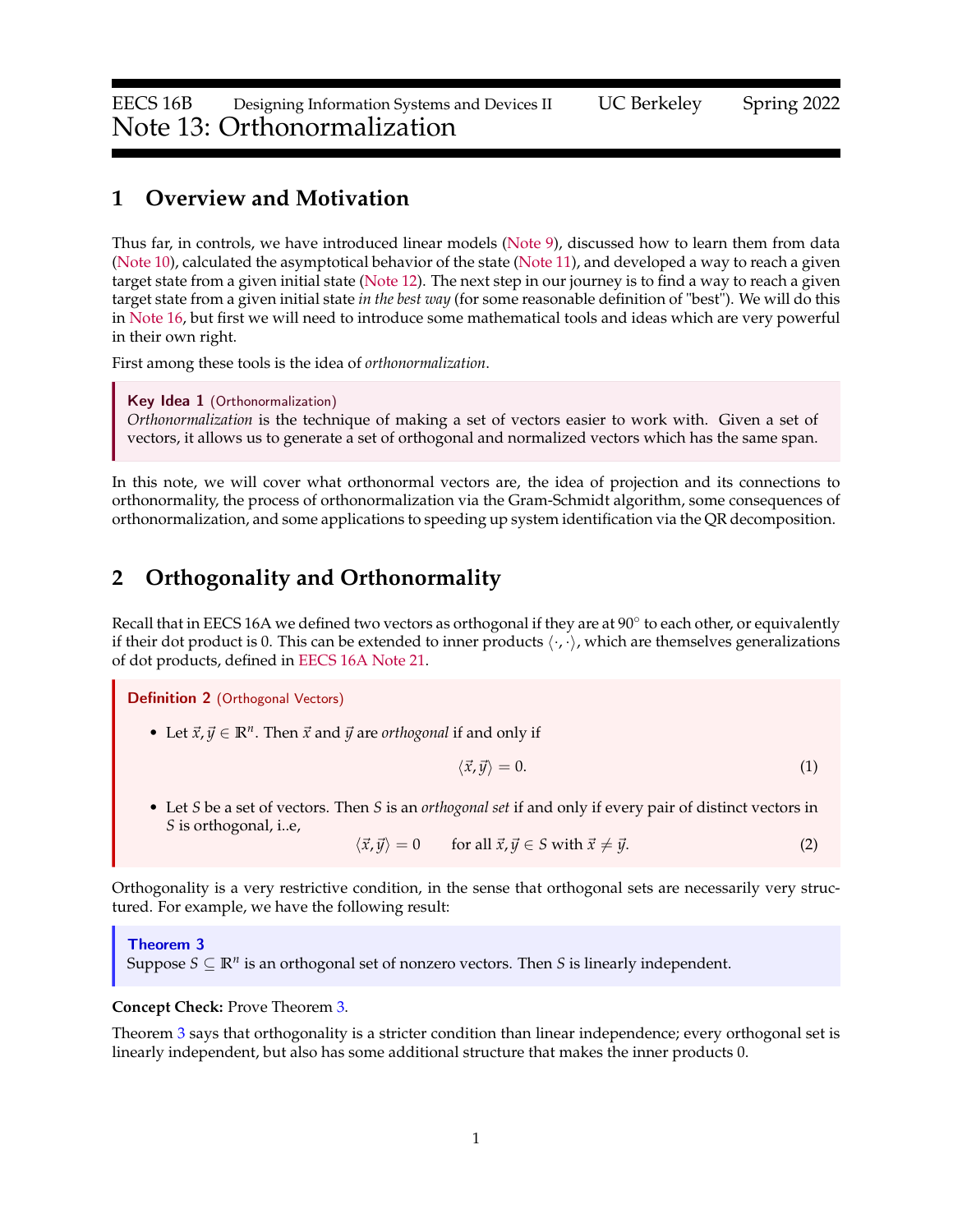EECS 16B Designing Information Systems and Devices II UC Berkeley Spring 2022

# Note 13: Orthonormalization

## 1 Overview and Motivation

Thus far, in controls, we have introduced linear models (Note 9), discussed how to learn them from data (Note 10), calculated the asymptotical behavior of the state (Note 11), and developed a way to reach a given target state from a given initial state (Note 12). The next step in our journey is to find a way to reach a given target state from a given initial state *in the best way* (for some reasonable definition of "best"). We will do this in Note 16, but first we will need to introduce some mathematical tools and ideas which are very powerful in their own right.

First among these tools is the idea of *orthonormalization*.

> **Key Idea 1** (Orthonormalization)
> *Orthonormalization* is the technique of making a set of vectors easier to work with. Given a set of vectors, it allows us to generate a set of orthogonal and normalized vectors which has the same span.

In this note, we will cover what orthonormal vectors are, the idea of projection and its connections to orthonormality, the process of orthonormalization via the Gram-Schmidt algorithm, some consequences of orthonormalization, and some applications to speeding up system identification via the QR decomposition.

## 2 Orthogonality and Orthonormality

Recall that in EECS 16A we defined two vectors as orthogonal if they are at $90^\circ$ to each other, or equivalently if their dot product is 0. This can be extended to inner products $\langle \cdot, \cdot \rangle$, which are themselves generalizations of dot products, defined in EECS 16A Note 21.

> **Definition 2** (Orthogonal Vectors)
>
> - Let $\vec{x}, \vec{y} \in \mathbb{R}^n$. Then $\vec{x}$ and $\vec{y}$ are *orthogonal* if and only if
> $$\langle \vec{x}, \vec{y} \rangle = 0. \tag{1}$$
> - Let $S$ be a set of vectors. Then $S$ is an *orthogonal set* if and only if every pair of distinct vectors in $S$ is orthogonal, i..e,
> $$\langle \vec{x}, \vec{y} \rangle = 0 \qquad \text{for all } \vec{x}, \vec{y} \in S \text{ with } \vec{x} \neq \vec{y}. \tag{2}$$

Orthogonality is a very restrictive condition, in the sense that orthogonal sets are necessarily very structured. For example, we have the following result:

> **Theorem 3**
> Suppose $S \subseteq \mathbb{R}^n$ is an orthogonal set of nonzero vectors. Then $S$ is linearly independent.

**Concept Check:** Prove Theorem 3.

Theorem 3 says that orthogonality is a stricter condition than linear independence; every orthogonal set is linearly independent, but also has some additional structure that makes the inner products 0.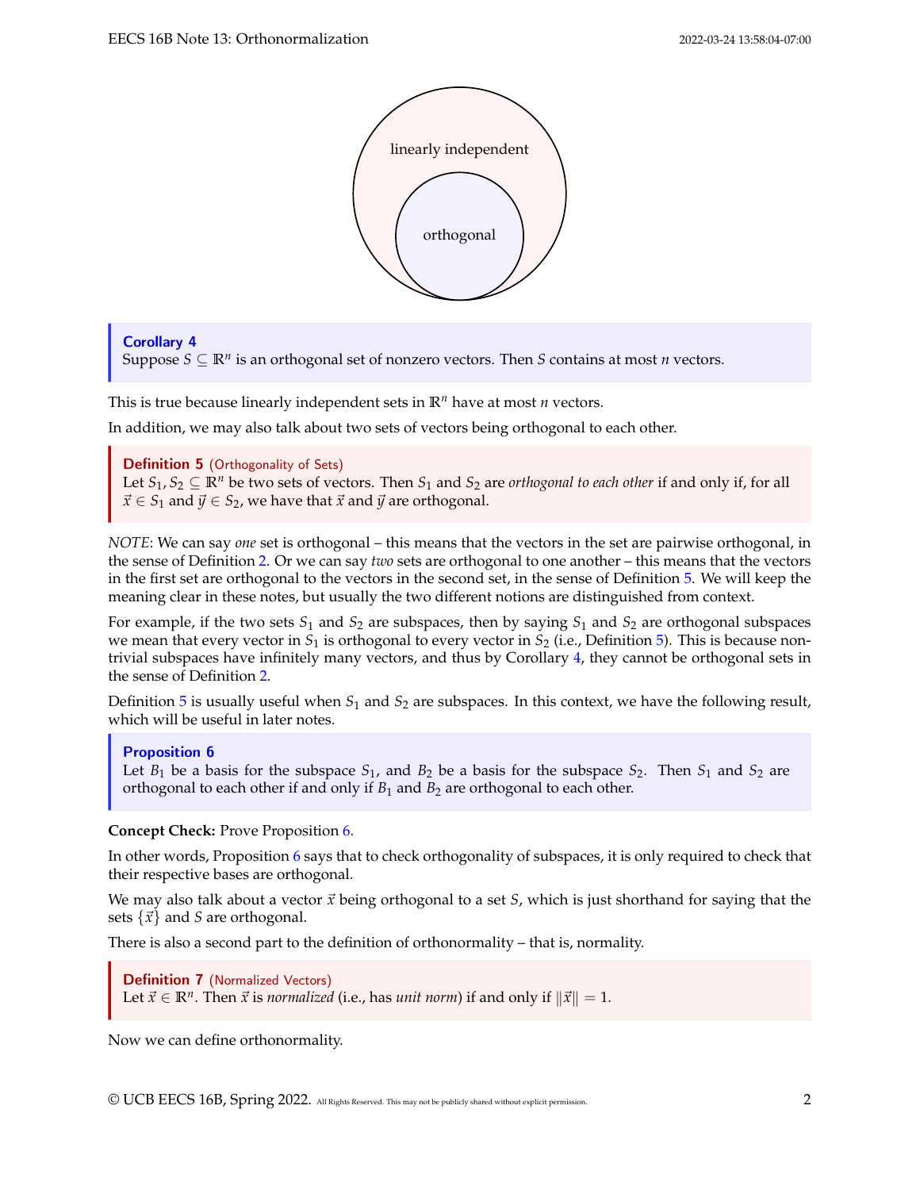linearly independent

orthogonal

**Corollary 4**
Suppose $S \subseteq \mathbb{R}^n$ is an orthogonal set of nonzero vectors. Then $S$ contains at most $n$ vectors.

This is true because linearly independent sets in $\mathbb{R}^n$ have at most $n$ vectors.

In addition, we may also talk about two sets of vectors being orthogonal to each other.

**Definition 5** (Orthogonality of Sets)
Let $S_1, S_2 \subseteq \mathbb{R}^n$ be two sets of vectors. Then $S_1$ and $S_2$ are *orthogonal to each other* if and only if, for all $\vec{x} \in S_1$ and $\vec{y} \in S_2$, we have that $\vec{x}$ and $\vec{y}$ are orthogonal.

*NOTE*: We can say *one* set is orthogonal – this means that the vectors in the set are pairwise orthogonal, in the sense of Definition 2. Or we can say *two* sets are orthogonal to one another – this means that the vectors in the first set are orthogonal to the vectors in the second set, in the sense of Definition 5. We will keep the meaning clear in these notes, but usually the two different notions are distinguished from context.

For example, if the two sets $S_1$ and $S_2$ are subspaces, then by saying $S_1$ and $S_2$ are orthogonal subspaces we mean that every vector in $S_1$ is orthogonal to every vector in $S_2$ (i.e., Definition 5). This is because non-trivial subspaces have infinitely many vectors, and thus by Corollary 4, they cannot be orthogonal sets in the sense of Definition 2.

Definition 5 is usually useful when $S_1$ and $S_2$ are subspaces. In this context, we have the following result, which will be useful in later notes.

**Proposition 6**
Let $B_1$ be a basis for the subspace $S_1$, and $B_2$ be a basis for the subspace $S_2$. Then $S_1$ and $S_2$ are orthogonal to each other if and only if $B_1$ and $B_2$ are orthogonal to each other.

**Concept Check:** Prove Proposition 6.

In other words, Proposition 6 says that to check orthogonality of subspaces, it is only required to check that their respective bases are orthogonal.

We may also talk about a vector $\vec{x}$ being orthogonal to a set $S$, which is just shorthand for saying that the sets $\{\vec{x}\}$ and $S$ are orthogonal.

There is also a second part to the definition of orthonormality – that is, normality.

**Definition 7** (Normalized Vectors)
Let $\vec{x} \in \mathbb{R}^n$. Then $\vec{x}$ is *normalized* (i.e., has *unit norm*) if and only if $\|\vec{x}\| = 1$.

Now we can define orthonormality.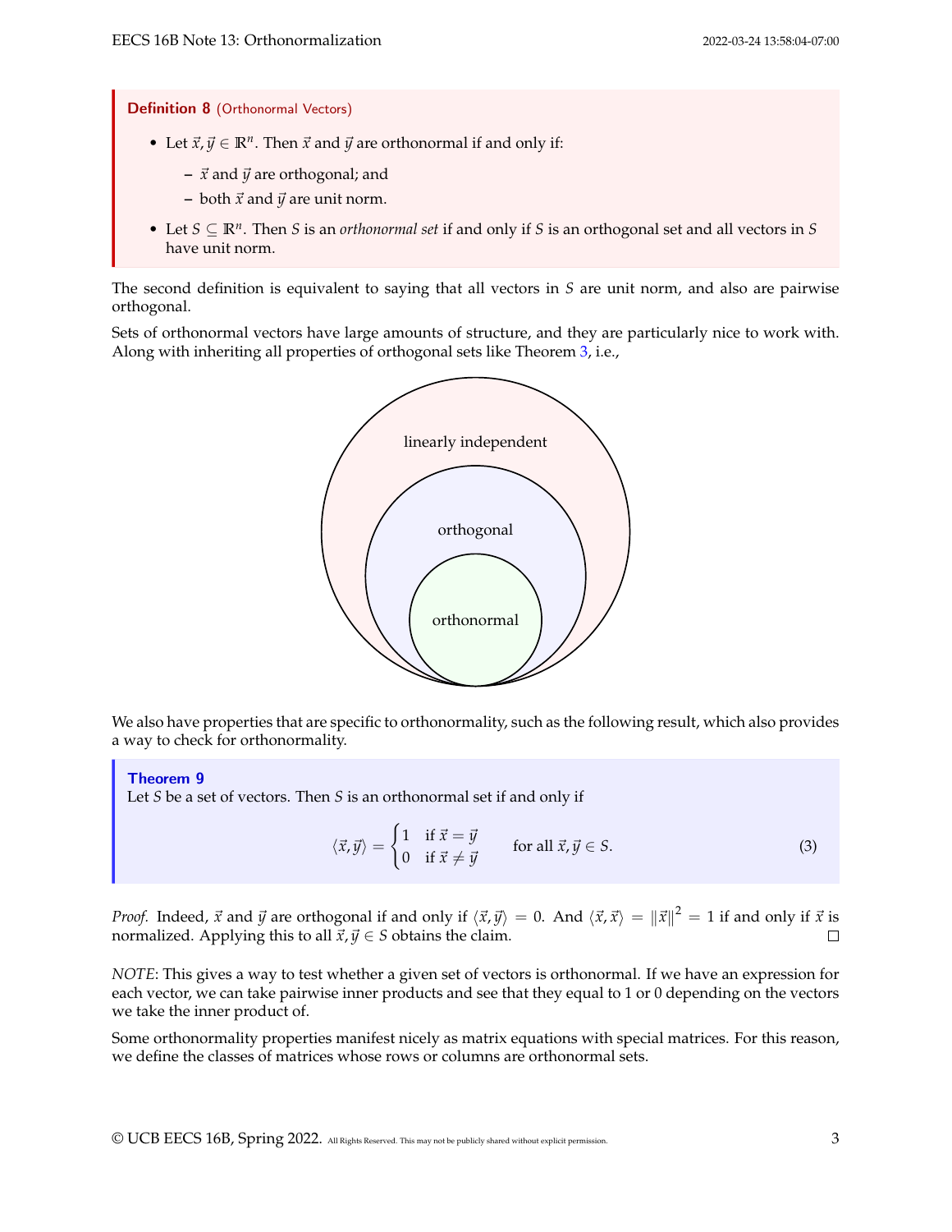**Definition 8** (Orthonormal Vectors)

- Let $\vec{x}, \vec{y} \in \mathbb{R}^n$. Then $\vec{x}$ and $\vec{y}$ are orthonormal if and only if:
  - $\vec{x}$ and $\vec{y}$ are orthogonal; and
  - both $\vec{x}$ and $\vec{y}$ are unit norm.
- Let $S \subseteq \mathbb{R}^n$. Then $S$ is an *orthonormal set* if and only if $S$ is an orthogonal set and all vectors in $S$ have unit norm.

The second definition is equivalent to saying that all vectors in $S$ are unit norm, and also are pairwise orthogonal.

Sets of orthonormal vectors have large amounts of structure, and they are particularly nice to work with. Along with inheriting all properties of orthogonal sets like Theorem 3, i.e.,

linearly independent

orthogonal

orthonormal

We also have properties that are specific to orthonormality, such as the following result, which also provides a way to check for orthonormality.

**Theorem 9**

Let $S$ be a set of vectors. Then $S$ is an orthonormal set if and only if

$$\langle \vec{x}, \vec{y} \rangle = \begin{cases} 1 & \text{if } \vec{x} = \vec{y} \\ 0 & \text{if } \vec{x} \neq \vec{y} \end{cases} \qquad \text{for all } \vec{x}, \vec{y} \in S. \tag{3}$$

*Proof.* Indeed, $\vec{x}$ and $\vec{y}$ are orthogonal if and only if $\langle \vec{x}, \vec{y} \rangle = 0$. And $\langle \vec{x}, \vec{x} \rangle = \|\vec{x}\|^2 = 1$ if and only if $\vec{x}$ is normalized. Applying this to all $\vec{x}, \vec{y} \in S$ obtains the claim. □

*NOTE*: This gives a way to test whether a given set of vectors is orthonormal. If we have an expression for each vector, we can take pairwise inner products and see that they equal to 1 or 0 depending on the vectors we take the inner product of.

Some orthonormality properties manifest nicely as matrix equations with special matrices. For this reason, we define the classes of matrices whose rows or columns are orthonormal sets.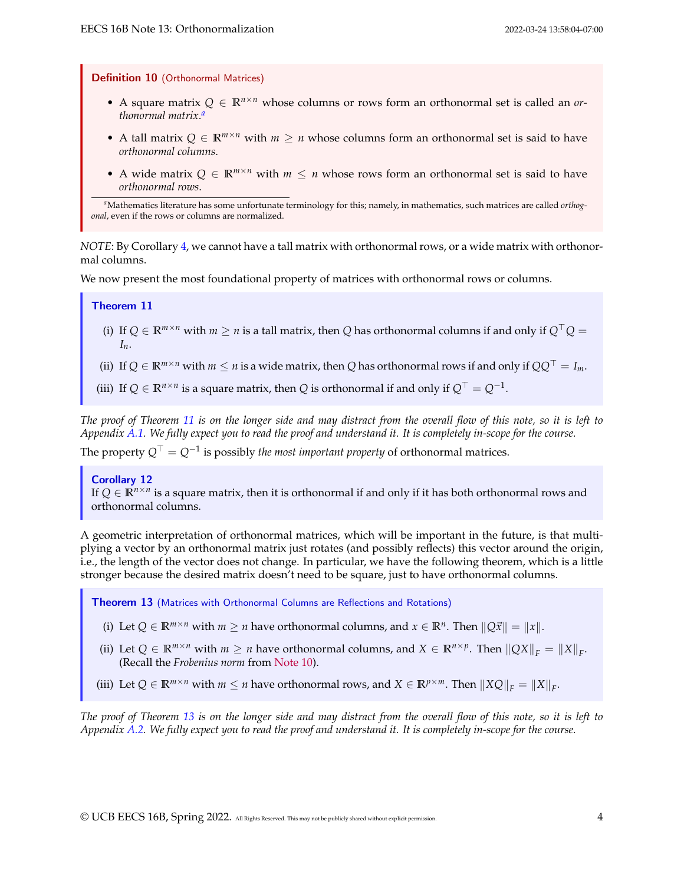**Definition 10** (Orthonormal Matrices)

- A square matrix $Q \in \mathbb{R}^{n \times n}$ whose columns or rows form an orthonormal set is called an *orthonormal matrix*.[a]
- A tall matrix $Q \in \mathbb{R}^{m \times n}$ with $m \geq n$ whose columns form an orthonormal set is said to have *orthonormal columns*.
- A wide matrix $Q \in \mathbb{R}^{m \times n}$ with $m \leq n$ whose rows form an orthonormal set is said to have *orthonormal rows*.

[a] Mathematics literature has some unfortunate terminology for this; namely, in mathematics, such matrices are called *orthogonal*, even if the rows or columns are normalized.

*NOTE*: By Corollary 4, we cannot have a tall matrix with orthonormal rows, or a wide matrix with orthonormal columns.

We now present the most foundational property of matrices with orthonormal rows or columns.

**Theorem 11**

(i) If $Q \in \mathbb{R}^{m \times n}$ with $m \geq n$ is a tall matrix, then $Q$ has orthonormal columns if and only if $Q^\top Q = I_n$.

(ii) If $Q \in \mathbb{R}^{m \times n}$ with $m \leq n$ is a wide matrix, then $Q$ has orthonormal rows if and only if $QQ^\top = I_m$.

(iii) If $Q \in \mathbb{R}^{n \times n}$ is a square matrix, then $Q$ is orthonormal if and only if $Q^\top = Q^{-1}$.

*The proof of Theorem 11 is on the longer side and may distract from the overall flow of this note, so it is left to Appendix A.1. We fully expect you to read the proof and understand it. It is completely in-scope for the course.*

The property $Q^\top = Q^{-1}$ is possibly *the most important property* of orthonormal matrices.

**Corollary 12**
If $Q \in \mathbb{R}^{n \times n}$ is a square matrix, then it is orthonormal if and only if it has both orthonormal rows and orthonormal columns.

A geometric interpretation of orthonormal matrices, which will be important in the future, is that multiplying a vector by an orthonormal matrix just rotates (and possibly reflects) this vector around the origin, i.e., the length of the vector does not change. In particular, we have the following theorem, which is a little stronger because the desired matrix doesn't need to be square, just to have orthonormal columns.

**Theorem 13** (Matrices with Orthonormal Columns are Reflections and Rotations)

(i) Let $Q \in \mathbb{R}^{m \times n}$ with $m \geq n$ have orthonormal columns, and $x \in \mathbb{R}^n$. Then $\|Q\vec{x}\| = \|x\|$.

(ii) Let $Q \in \mathbb{R}^{m \times n}$ with $m \geq n$ have orthonormal columns, and $X \in \mathbb{R}^{n \times p}$. Then $\|QX\|_F = \|X\|_F$. (Recall the *Frobenius norm* from Note 10).

(iii) Let $Q \in \mathbb{R}^{m \times n}$ with $m \leq n$ have orthonormal rows, and $X \in \mathbb{R}^{p \times m}$. Then $\|XQ\|_F = \|X\|_F$.

*The proof of Theorem 13 is on the longer side and may distract from the overall flow of this note, so it is left to Appendix A.2. We fully expect you to read the proof and understand it. It is completely in-scope for the course.*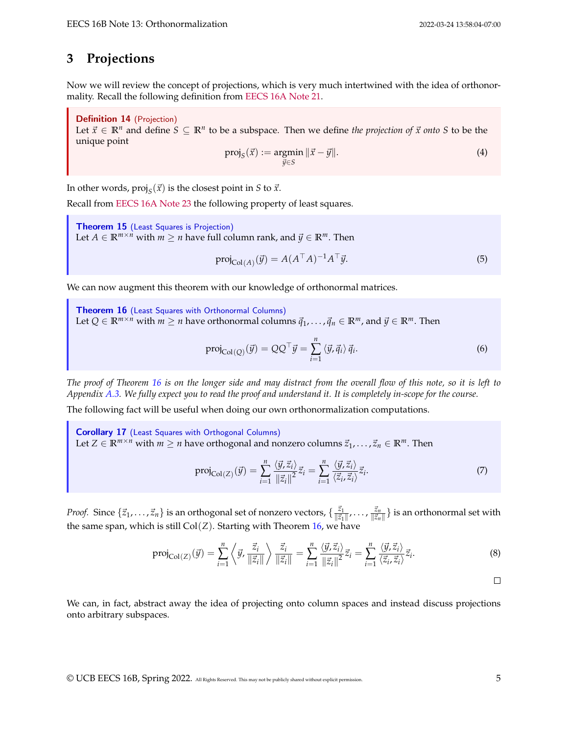## 3 Projections

Now we will review the concept of projections, which is very much intertwined with the idea of orthonormality. Recall the following definition from EECS 16A Note 21.

**Definition 14** (Projection)
Let $\vec{x} \in \mathbb{R}^n$ and define $S \subseteq \mathbb{R}^n$ to be a subspace. Then we define *the projection of $\vec{x}$ onto $S$* to be the unique point

$$\text{proj}_S(\vec{x}) := \underset{\vec{y} \in S}{\text{argmin}} \|\vec{x} - \vec{y}\|. \tag{4}$$

In other words, $\text{proj}_S(\vec{x})$ is the closest point in $S$ to $\vec{x}$.

Recall from EECS 16A Note 23 the following property of least squares.

**Theorem 15** (Least Squares is Projection)
Let $A \in \mathbb{R}^{m \times n}$ with $m \geq n$ have full column rank, and $\vec{y} \in \mathbb{R}^m$. Then

$$\text{proj}_{\text{Col}(A)}(\vec{y}) = A(A^\top A)^{-1} A^\top \vec{y}. \tag{5}$$

We can now augment this theorem with our knowledge of orthonormal matrices.

**Theorem 16** (Least Squares with Orthonormal Columns)
Let $Q \in \mathbb{R}^{m \times n}$ with $m \geq n$ have orthonormal columns $\vec{q}_1, \ldots, \vec{q}_n \in \mathbb{R}^m$, and $\vec{y} \in \mathbb{R}^m$. Then

$$\text{proj}_{\text{Col}(Q)}(\vec{y}) = QQ^\top \vec{y} = \sum_{i=1}^{n} \langle \vec{y}, \vec{q}_i \rangle \vec{q}_i. \tag{6}$$

*The proof of Theorem 16 is on the longer side and may distract from the overall flow of this note, so it is left to Appendix A.3. We fully expect you to read the proof and understand it. It is completely in-scope for the course.*

The following fact will be useful when doing our own orthonormalization computations.

**Corollary 17** (Least Squares with Orthogonal Columns)
Let $Z \in \mathbb{R}^{m \times n}$ with $m \geq n$ have orthogonal and nonzero columns $\vec{z}_1, \ldots, \vec{z}_n \in \mathbb{R}^m$. Then

$$\text{proj}_{\text{Col}(Z)}(\vec{y}) = \sum_{i=1}^{n} \frac{\langle \vec{y}, \vec{z}_i \rangle}{\|\vec{z}_i\|^2} \vec{z}_i = \sum_{i=1}^{n} \frac{\langle \vec{y}, \vec{z}_i \rangle}{\langle \vec{z}_i, \vec{z}_i \rangle} \vec{z}_i. \tag{7}$$

*Proof.* Since $\{\vec{z}_1, \ldots, \vec{z}_n\}$ is an orthogonal set of nonzero vectors, $\{\frac{\vec{z}_1}{\|\vec{z}_1\|}, \ldots, \frac{\vec{z}_n}{\|\vec{z}_n\|}\}$ is an orthonormal set with the same span, which is still $\text{Col}(Z)$. Starting with Theorem 16, we have

$$\text{proj}_{\text{Col}(Z)}(\vec{y}) = \sum_{i=1}^{n} \left\langle \vec{y}, \frac{\vec{z}_i}{\|\vec{z}_i\|} \right\rangle \frac{\vec{z}_i}{\|\vec{z}_i\|} = \sum_{i=1}^{n} \frac{\langle \vec{y}, \vec{z}_i \rangle}{\|\vec{z}_i\|^2} \vec{z}_i = \sum_{i=1}^{n} \frac{\langle \vec{y}, \vec{z}_i \rangle}{\langle \vec{z}_i, \vec{z}_i \rangle} \vec{z}_i. \tag{8}$$

□

We can, in fact, abstract away the idea of projecting onto column spaces and instead discuss projections onto arbitrary subspaces.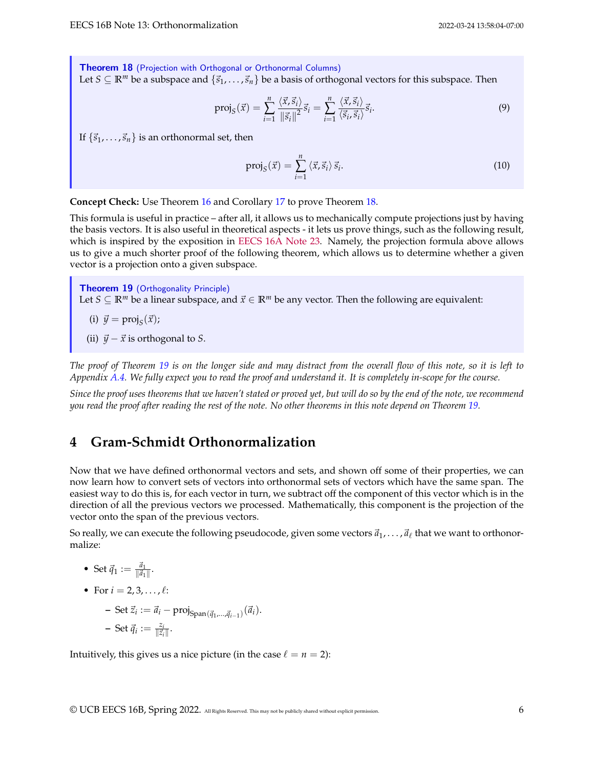**Theorem 18** (Projection with Orthogonal or Orthonormal Columns)
Let $S \subseteq \mathbb{R}^m$ be a subspace and $\{\vec{s}_1, \ldots, \vec{s}_n\}$ be a basis of orthogonal vectors for this subspace. Then

$$\text{proj}_S(\vec{x}) = \sum_{i=1}^{n} \frac{\langle \vec{x}, \vec{s}_i \rangle}{\|\vec{s}_i\|^2} \vec{s}_i = \sum_{i=1}^{n} \frac{\langle \vec{x}, \vec{s}_i \rangle}{\langle \vec{s}_i, \vec{s}_i \rangle} \vec{s}_i. \tag{9}$$

If $\{\vec{s}_1, \ldots, \vec{s}_n\}$ is an orthonormal set, then

$$\text{proj}_S(\vec{x}) = \sum_{i=1}^{n} \langle \vec{x}, \vec{s}_i \rangle \vec{s}_i. \tag{10}$$

**Concept Check:** Use Theorem 16 and Corollary 17 to prove Theorem 18.

This formula is useful in practice – after all, it allows us to mechanically compute projections just by having the basis vectors. It is also useful in theoretical aspects - it lets us prove things, such as the following result, which is inspired by the exposition in EECS 16A Note 23. Namely, the projection formula above allows us to give a much shorter proof of the following theorem, which allows us to determine whether a given vector is a projection onto a given subspace.

**Theorem 19** (Orthogonality Principle)
Let $S \subseteq \mathbb{R}^m$ be a linear subspace, and $\vec{x} \in \mathbb{R}^m$ be any vector. Then the following are equivalent:

(i) $\vec{y} = \text{proj}_S(\vec{x})$;

(ii) $\vec{y} - \vec{x}$ is orthogonal to $S$.

*The proof of Theorem 19 is on the longer side and may distract from the overall flow of this note, so it is left to Appendix A.4. We fully expect you to read the proof and understand it. It is completely in-scope for the course.*

*Since the proof uses theorems that we haven't stated or proved yet, but will do so by the end of the note, we recommend you read the proof after reading the rest of the note. No other theorems in this note depend on Theorem 19.*

## 4 Gram-Schmidt Orthonormalization

Now that we have defined orthonormal vectors and sets, and shown off some of their properties, we can now learn how to convert sets of vectors into orthonormal sets of vectors which have the same span. The easiest way to do this is, for each vector in turn, we subtract off the component of this vector which is in the direction of all the previous vectors we processed. Mathematically, this component is the projection of the vector onto the span of the previous vectors.

So really, we can execute the following pseudocode, given some vectors $\vec{a}_1, \ldots, \vec{a}_\ell$ that we want to orthonormalize:

- Set $\vec{q}_1 := \frac{\vec{a}_1}{\|\vec{a}_1\|}$.
- For $i = 2, 3, \ldots, \ell$:
  - Set $\vec{z}_i := \vec{a}_i - \text{proj}_{\text{Span}(\vec{q}_1, \ldots, \vec{q}_{i-1})}(\vec{a}_i)$.
  - Set $\vec{q}_i := \frac{z_i}{\|\vec{z}_i\|}$.

Intuitively, this gives us a nice picture (in the case $\ell = n = 2$):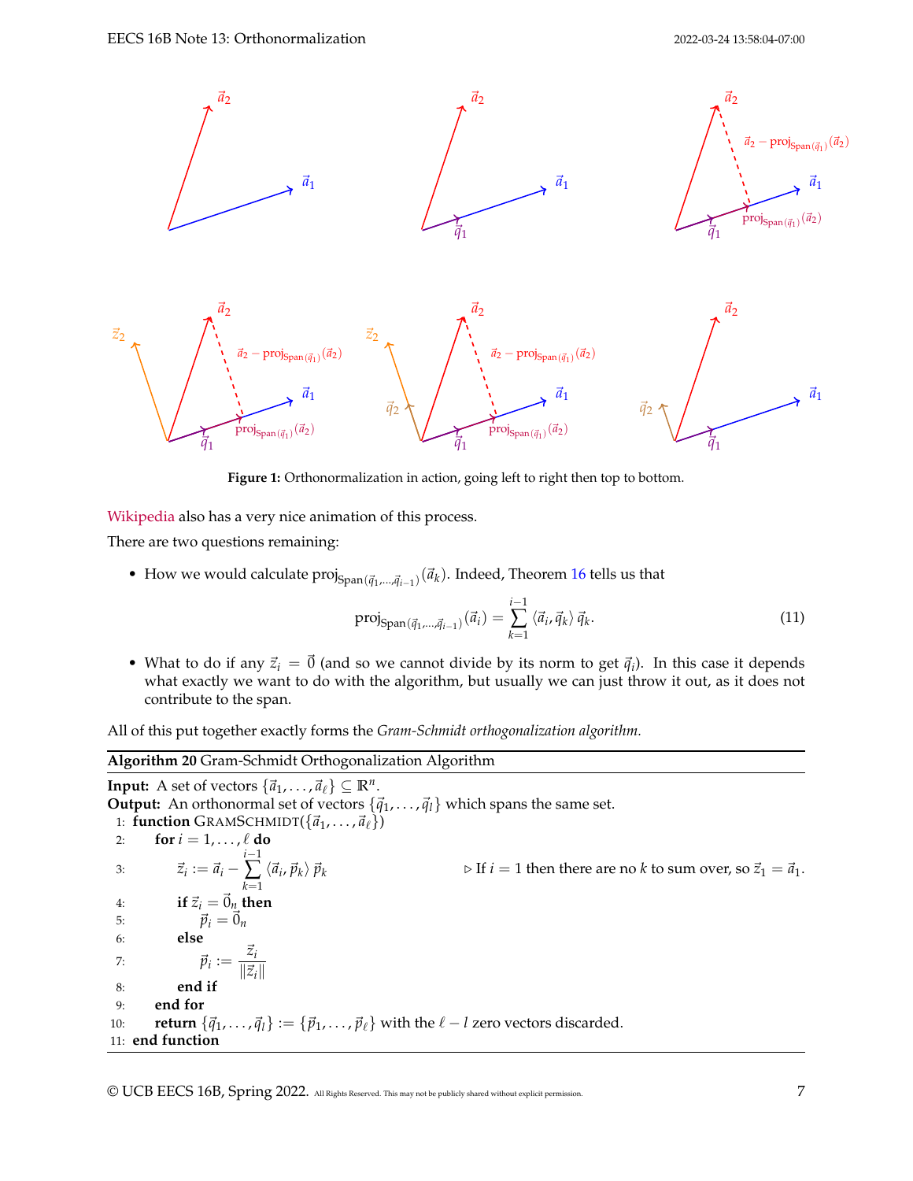**Figure 1:** Orthonormalization in action, going left to right then top to bottom.

Wikipedia also has a very nice animation of this process.

There are two questions remaining:

- How we would calculate $\text{proj}_{\text{Span}(\vec{q}_1,\ldots,\vec{q}_{i-1})}(\vec{a}_k)$. Indeed, Theorem 16 tells us that

$$\text{proj}_{\text{Span}(\vec{q}_1,\ldots,\vec{q}_{i-1})}(\vec{a}_i) = \sum_{k=1}^{i-1} \langle \vec{a}_i, \vec{q}_k \rangle \vec{q}_k. \tag{11}$$

- What to do if any $\vec{z}_i = \vec{0}$ (and so we cannot divide by its norm to get $\vec{q}_i$). In this case it depends what exactly we want to do with the algorithm, but usually we can just throw it out, as it does not contribute to the span.

All of this put together exactly forms the *Gram-Schmidt orthogonalization algorithm.*

**Algorithm 20** Gram-Schmidt Orthogonalization Algorithm

**Input:** A set of vectors $\{\vec{a}_1, \ldots, \vec{a}_\ell\} \subseteq \mathbb{R}^n$.
**Output:** An orthonormal set of vectors $\{\vec{q}_1, \ldots, \vec{q}_l\}$ which spans the same set.

```
1: function GRAMSCHMIDT({a_1, ..., a_ℓ})
2:     for i = 1, ..., ℓ do
3:         z_i := a_i − Σ_{k=1}^{i−1} ⟨a_i, p_k⟩ p_k        ▷ If i = 1 then there are no k to sum over, so z_1 = a_1.
4:         if z_i = 0_n then
5:             p_i = 0_n
6:         else
7:             p_i := z_i / ||z_i||
8:         end if
9:     end for
10:    return {q_1, ..., q_l} := {p_1, ..., p_ℓ} with the ℓ − l zero vectors discarded.
11: end function
```

Line 3: $\vec{z}_i := \vec{a}_i - \sum_{k=1}^{i-1} \langle \vec{a}_i, \vec{p}_k \rangle \vec{p}_k$ — If $i = 1$ then there are no $k$ to sum over, so $\vec{z}_1 = \vec{a}_1$.

Line 4: if $\vec{z}_i = \vec{0}_n$ then; Line 5: $\vec{p}_i = \vec{0}_n$; Line 7: $\vec{p}_i := \frac{\vec{z}_i}{\|\vec{z}_i\|}$

Line 10: return $\{\vec{q}_1, \ldots, \vec{q}_l\} := \{\vec{p}_1, \ldots, \vec{p}_\ell\}$ with the $\ell - l$ zero vectors discarded.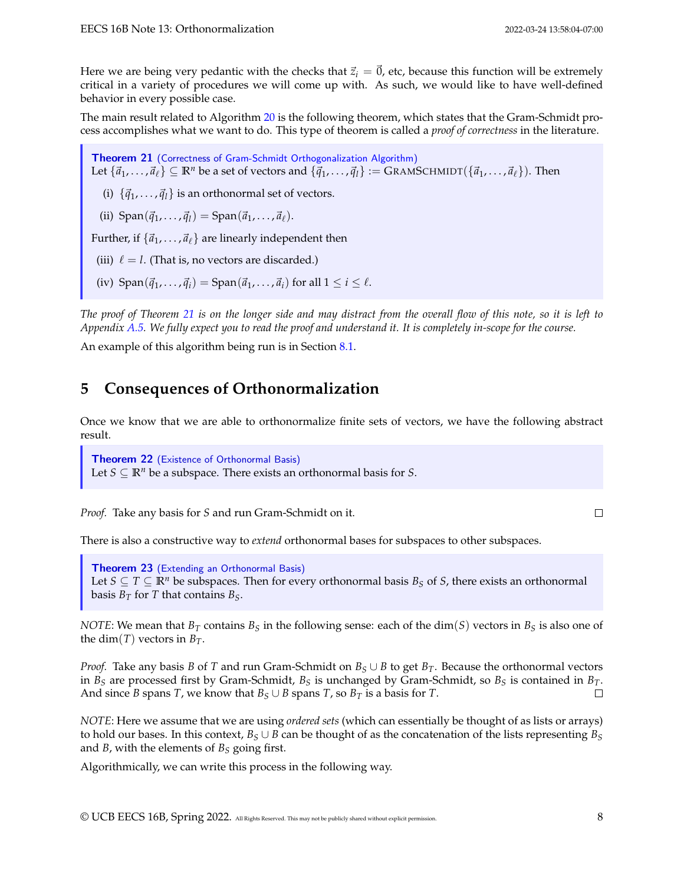Here we are being very pedantic with the checks that $\vec{z}_i = \vec{0}$, etc, because this function will be extremely critical in a variety of procedures we will come up with. As such, we would like to have well-defined behavior in every possible case.

The main result related to Algorithm 20 is the following theorem, which states that the Gram-Schmidt process accomplishes what we want to do. This type of theorem is called a *proof of correctness* in the literature.

> **Theorem 21** (Correctness of Gram-Schmidt Orthogonalization Algorithm)
> Let $\{\vec{a}_1, \ldots, \vec{a}_\ell\} \subseteq \mathbb{R}^n$ be a set of vectors and $\{\vec{q}_1, \ldots, \vec{q}_l\} := \text{GRAMSCHMIDT}(\{\vec{a}_1, \ldots, \vec{a}_\ell\})$. Then
>
> (i) $\{\vec{q}_1, \ldots, \vec{q}_l\}$ is an orthonormal set of vectors.
>
> (ii) $\text{Span}(\vec{q}_1, \ldots, \vec{q}_l) = \text{Span}(\vec{a}_1, \ldots, \vec{a}_\ell)$.
>
> Further, if $\{\vec{a}_1, \ldots, \vec{a}_\ell\}$ are linearly independent then
>
> (iii) $\ell = l$. (That is, no vectors are discarded.)
>
> (iv) $\text{Span}(\vec{q}_1, \ldots, \vec{q}_i) = \text{Span}(\vec{a}_1, \ldots, \vec{a}_i)$ for all $1 \leq i \leq \ell$.

*The proof of Theorem 21 is on the longer side and may distract from the overall flow of this note, so it is left to Appendix A.5. We fully expect you to read the proof and understand it. It is completely in-scope for the course.*

An example of this algorithm being run is in Section 8.1.

## 5 Consequences of Orthonormalization

Once we know that we are able to orthonormalize finite sets of vectors, we have the following abstract result.

> **Theorem 22** (Existence of Orthonormal Basis)
> Let $S \subseteq \mathbb{R}^n$ be a subspace. There exists an orthonormal basis for $S$.

*Proof.* Take any basis for $S$ and run Gram-Schmidt on it. □

There is also a constructive way to *extend* orthonormal bases for subspaces to other subspaces.

> **Theorem 23** (Extending an Orthonormal Basis)
> Let $S \subseteq T \subseteq \mathbb{R}^n$ be subspaces. Then for every orthonormal basis $B_S$ of $S$, there exists an orthonormal basis $B_T$ for $T$ that contains $B_S$.

*NOTE*: We mean that $B_T$ contains $B_S$ in the following sense: each of the $\dim(S)$ vectors in $B_S$ is also one of the $\dim(T)$ vectors in $B_T$.

*Proof.* Take any basis $B$ of $T$ and run Gram-Schmidt on $B_S \cup B$ to get $B_T$. Because the orthonormal vectors in $B_S$ are processed first by Gram-Schmidt, $B_S$ is unchanged by Gram-Schmidt, so $B_S$ is contained in $B_T$. And since $B$ spans $T$, we know that $B_S \cup B$ spans $T$, so $B_T$ is a basis for $T$. □

*NOTE*: Here we assume that we are using *ordered sets* (which can essentially be thought of as lists or arrays) to hold our bases. In this context, $B_S \cup B$ can be thought of as the concatenation of the lists representing $B_S$ and $B$, with the elements of $B_S$ going first.

Algorithmically, we can write this process in the following way.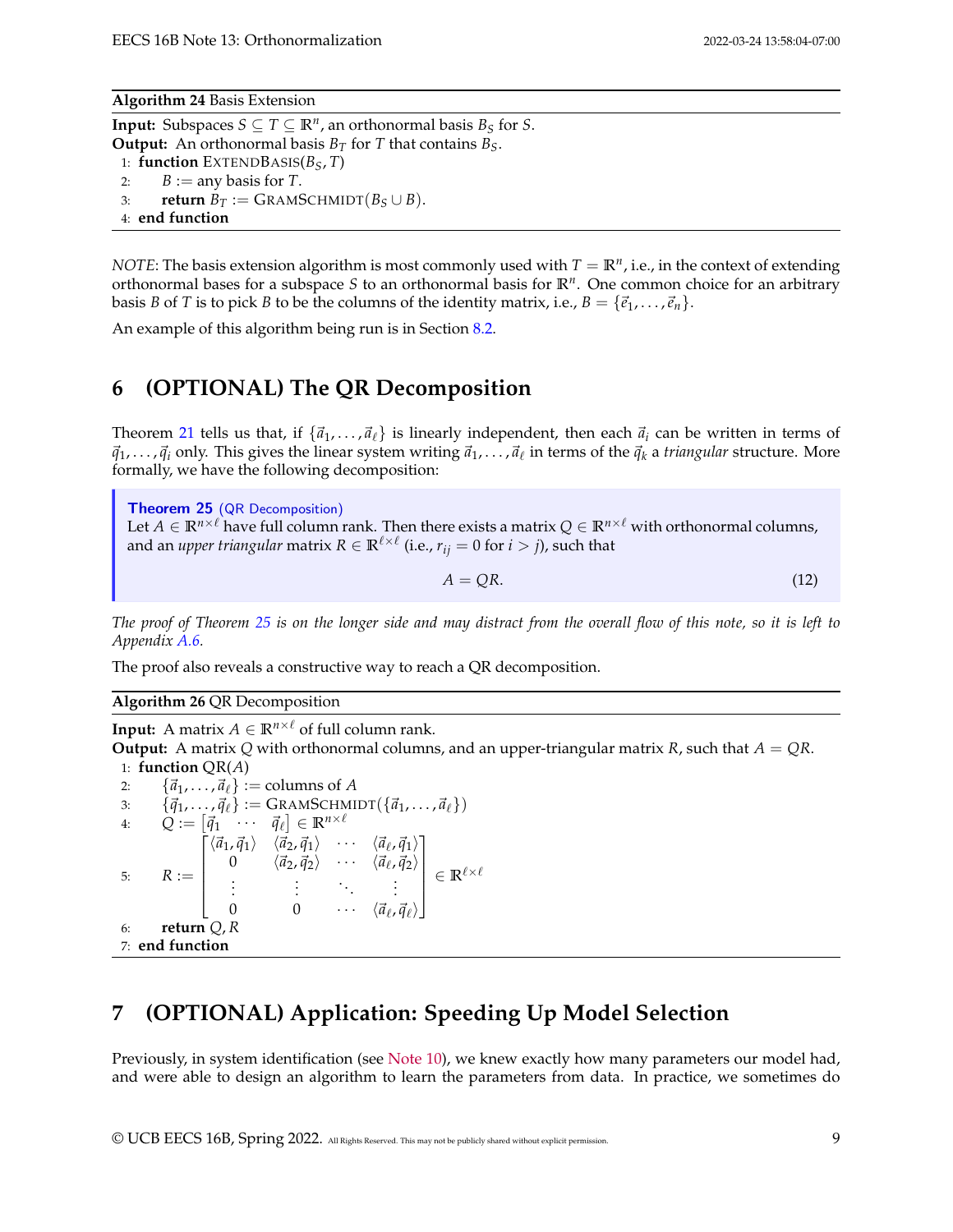**Algorithm 24** Basis Extension

**Input:** Subspaces $S \subseteq T \subseteq \mathbb{R}^n$, an orthonormal basis $B_S$ for $S$.
**Output:** An orthonormal basis $B_T$ for $T$ that contains $B_S$.

```
1: function EXTENDBASIS(B_S, T)
2:     B := any basis for T.
3:     return B_T := GRAMSCHMIDT(B_S ∪ B).
4: end function
```

*NOTE*: The basis extension algorithm is most commonly used with $T = \mathbb{R}^n$, i.e., in the context of extending orthonormal bases for a subspace $S$ to an orthonormal basis for $\mathbb{R}^n$. One common choice for an arbitrary basis $B$ of $T$ is to pick $B$ to be the columns of the identity matrix, i.e., $B = \{\vec{e}_1, \ldots, \vec{e}_n\}$.

An example of this algorithm being run is in Section 8.2.

## 6 (OPTIONAL) The QR Decomposition

Theorem 21 tells us that, if $\{\vec{a}_1, \ldots, \vec{a}_\ell\}$ is linearly independent, then each $\vec{a}_i$ can be written in terms of $\vec{q}_1, \ldots, \vec{q}_i$ only. This gives the linear system writing $\vec{a}_1, \ldots, \vec{a}_\ell$ in terms of the $\vec{q}_k$ a *triangular* structure. More formally, we have the following decomposition:

> **Theorem 25** (QR Decomposition)
> Let $A \in \mathbb{R}^{n \times \ell}$ have full column rank. Then there exists a matrix $Q \in \mathbb{R}^{n \times \ell}$ with orthonormal columns, and an *upper triangular* matrix $R \in \mathbb{R}^{\ell \times \ell}$ (i.e., $r_{ij} = 0$ for $i > j$), such that
> $$A = QR. \tag{12}$$

*The proof of Theorem 25 is on the longer side and may distract from the overall flow of this note, so it is left to Appendix A.6.*

The proof also reveals a constructive way to reach a QR decomposition.

**Algorithm 26** QR Decomposition

**Input:** A matrix $A \in \mathbb{R}^{n \times \ell}$ of full column rank.
**Output:** A matrix $Q$ with orthonormal columns, and an upper-triangular matrix $R$, such that $A = QR$.

1: **function** QR($A$)
2: $\quad \{\vec{a}_1, \ldots, \vec{a}_\ell\} :=$ columns of $A$
3: $\quad \{\vec{q}_1, \ldots, \vec{q}_\ell\} :=$ GRAMSCHMIDT($\{\vec{a}_1, \ldots, \vec{a}_\ell\}$)
4: $\quad Q := \begin{bmatrix} \vec{q}_1 & \cdots & \vec{q}_\ell \end{bmatrix} \in \mathbb{R}^{n \times \ell}$
5: $\quad R := \begin{bmatrix} \langle \vec{a}_1, \vec{q}_1 \rangle & \langle \vec{a}_2, \vec{q}_1 \rangle & \cdots & \langle \vec{a}_\ell, \vec{q}_1 \rangle \\ 0 & \langle \vec{a}_2, \vec{q}_2 \rangle & \cdots & \langle \vec{a}_\ell, \vec{q}_2 \rangle \\ \vdots & \vdots & \ddots & \vdots \\ 0 & 0 & \cdots & \langle \vec{a}_\ell, \vec{q}_\ell \rangle \end{bmatrix} \in \mathbb{R}^{\ell \times \ell}$
6: $\quad$ **return** $Q, R$
7: **end function**

## 7 (OPTIONAL) Application: Speeding Up Model Selection

Previously, in system identification (see Note 10), we knew exactly how many parameters our model had, and were able to design an algorithm to learn the parameters from data. In practice, we sometimes do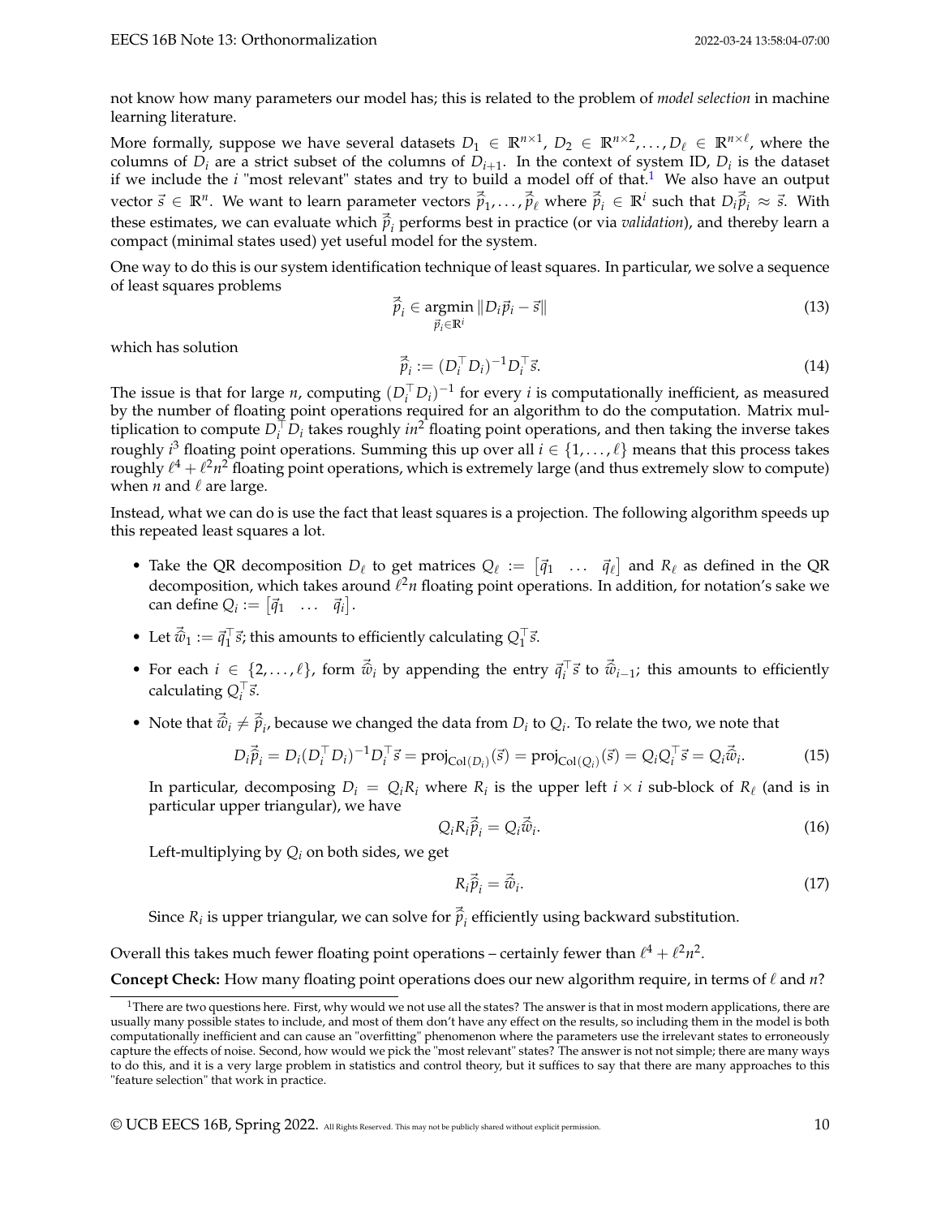not know how many parameters our model has; this is related to the problem of *model selection* in machine learning literature.

More formally, suppose we have several datasets $D_1 \in \mathbb{R}^{n\times 1}$, $D_2 \in \mathbb{R}^{n\times 2}, \ldots, D_\ell \in \mathbb{R}^{n\times \ell}$, where the columns of $D_i$ are a strict subset of the columns of $D_{i+1}$. In the context of system ID, $D_i$ is the dataset if we include the $i$ "most relevant" states and try to build a model off of that.[1] We also have an output vector $\vec{s} \in \mathbb{R}^n$. We want to learn parameter vectors $\vec{\hat{p}}_1, \ldots, \vec{\hat{p}}_\ell$ where $\vec{\hat{p}}_i \in \mathbb{R}^i$ such that $D_i\vec{\hat{p}}_i \approx \vec{s}$. With these estimates, we can evaluate which $\vec{\hat{p}}_i$ performs best in practice (or via *validation*), and thereby learn a compact (minimal states used) yet useful model for the system.

One way to do this is our system identification technique of least squares. In particular, we solve a sequence of least squares problems

$$\vec{\hat{p}}_i \in \underset{\vec{p}_i \in \mathbb{R}^i}{\operatorname{argmin}} \|D_i\vec{p}_i - \vec{s}\| \tag{13}$$

which has solution

$$\vec{\hat{p}}_i := (D_i^\top D_i)^{-1} D_i^\top \vec{s}. \tag{14}$$

The issue is that for large $n$, computing $(D_i^\top D_i)^{-1}$ for every $i$ is computationally inefficient, as measured by the number of floating point operations required for an algorithm to do the computation. Matrix multiplication to compute $D_i^\top D_i$ takes roughly $in^2$ floating point operations, and then taking the inverse takes roughly $i^3$ floating point operations. Summing this up over all $i \in \{1, \ldots, \ell\}$ means that this process takes roughly $\ell^4 + \ell^2 n^2$ floating point operations, which is extremely large (and thus extremely slow to compute) when $n$ and $\ell$ are large.

Instead, what we can do is use the fact that least squares is a projection. The following algorithm speeds up this repeated least squares a lot.

- Take the QR decomposition $D_\ell$ to get matrices $Q_\ell := \begin{bmatrix} \vec{q}_1 & \ldots & \vec{q}_\ell \end{bmatrix}$ and $R_\ell$ as defined in the QR decomposition, which takes around $\ell^2 n$ floating point operations. In addition, for notation's sake we can define $Q_i := \begin{bmatrix} \vec{q}_1 & \ldots & \vec{q}_i \end{bmatrix}$.
- Let $\vec{\hat{w}}_1 := \vec{q}_1^\top \vec{s}$; this amounts to efficiently calculating $Q_1^\top \vec{s}$.
- For each $i \in \{2, \ldots, \ell\}$, form $\vec{\hat{w}}_i$ by appending the entry $\vec{q}_i^\top \vec{s}$ to $\vec{\hat{w}}_{i-1}$; this amounts to efficiently calculating $Q_i^\top \vec{s}$.
- Note that $\vec{\hat{w}}_i \neq \vec{\hat{p}}_i$, because we changed the data from $D_i$ to $Q_i$. To relate the two, we note that

$$D_i\vec{\hat{p}}_i = D_i(D_i^\top D_i)^{-1} D_i^\top \vec{s} = \operatorname{proj}_{\operatorname{Col}(D_i)}(\vec{s}) = \operatorname{proj}_{\operatorname{Col}(Q_i)}(\vec{s}) = Q_i Q_i^\top \vec{s} = Q_i \vec{\hat{w}}_i. \tag{15}$$

  In particular, decomposing $D_i = Q_i R_i$ where $R_i$ is the upper left $i \times i$ sub-block of $R_\ell$ (and is in particular upper triangular), we have

$$Q_i R_i \vec{\hat{p}}_i = Q_i \vec{\hat{w}}_i. \tag{16}$$

  Left-multiplying by $Q_i$ on both sides, we get

$$R_i \vec{\hat{p}}_i = \vec{\hat{w}}_i. \tag{17}$$

  Since $R_i$ is upper triangular, we can solve for $\vec{\hat{p}}_i$ efficiently using backward substitution.

Overall this takes much fewer floating point operations – certainly fewer than $\ell^4 + \ell^2 n^2$.

**Concept Check:** How many floating point operations does our new algorithm require, in terms of $\ell$ and $n$?

[1] There are two questions here. First, why would we not use all the states? The answer is that in most modern applications, there are usually many possible states to include, and most of them don't have any effect on the results, so including them in the model is both computationally inefficient and can cause an "overfitting" phenomenon where the parameters use the irrelevant states to erroneously capture the effects of noise. Second, how would we pick the "most relevant" states? The answer is not not simple; there are many ways to do this, and it is a very large problem in statistics and control theory, but it suffices to say that there are many approaches to this "feature selection" that work in practice.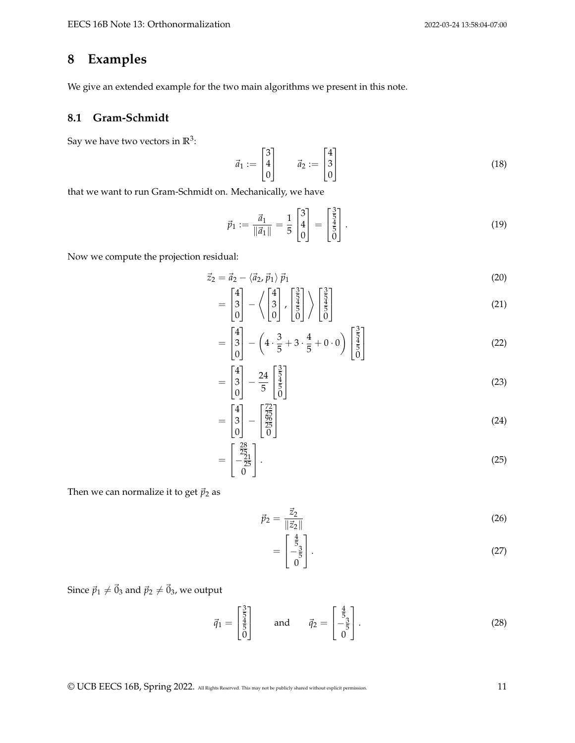# 8 Examples

We give an extended example for the two main algorithms we present in this note.

## 8.1 Gram-Schmidt

Say we have two vectors in $\mathbb{R}^3$:

$$\vec{a}_1 := \begin{bmatrix} 3 \\ 4 \\ 0 \end{bmatrix} \qquad \vec{a}_2 := \begin{bmatrix} 4 \\ 3 \\ 0 \end{bmatrix} \tag{18}$$

that we want to run Gram-Schmidt on. Mechanically, we have

$$\vec{p}_1 := \frac{\vec{a}_1}{\|\vec{a}_1\|} = \frac{1}{5}\begin{bmatrix} 3 \\ 4 \\ 0 \end{bmatrix} = \begin{bmatrix} \frac{3}{5} \\ \frac{4}{5} \\ 0 \end{bmatrix}. \tag{19}$$

Now we compute the projection residual:

$$\vec{z}_2 = \vec{a}_2 - \langle \vec{a}_2, \vec{p}_1 \rangle \vec{p}_1 \tag{20}$$

$$= \begin{bmatrix} 4 \\ 3 \\ 0 \end{bmatrix} - \left\langle \begin{bmatrix} 4 \\ 3 \\ 0 \end{bmatrix}, \begin{bmatrix} \frac{3}{5} \\ \frac{4}{5} \\ 0 \end{bmatrix} \right\rangle \begin{bmatrix} \frac{3}{5} \\ \frac{4}{5} \\ 0 \end{bmatrix} \tag{21}$$

$$= \begin{bmatrix} 4 \\ 3 \\ 0 \end{bmatrix} - \left(4 \cdot \frac{3}{5} + 3 \cdot \frac{4}{5} + 0 \cdot 0\right) \begin{bmatrix} \frac{3}{5} \\ \frac{4}{5} \\ 0 \end{bmatrix} \tag{22}$$

$$= \begin{bmatrix} 4 \\ 3 \\ 0 \end{bmatrix} - \frac{24}{5} \begin{bmatrix} \frac{3}{5} \\ \frac{4}{5} \\ 0 \end{bmatrix} \tag{23}$$

$$= \begin{bmatrix} 4 \\ 3 \\ 0 \end{bmatrix} - \begin{bmatrix} \frac{72}{25} \\ \frac{96}{25} \\ 0 \end{bmatrix} \tag{24}$$

$$= \begin{bmatrix} \frac{28}{25} \\ -\frac{21}{25} \\ 0 \end{bmatrix}. \tag{25}$$

Then we can normalize it to get $\vec{p}_2$ as

$$\vec{p}_2 = \frac{\vec{z}_2}{\|\vec{z}_2\|} \tag{26}$$

$$= \begin{bmatrix} \frac{4}{5} \\ -\frac{3}{5} \\ 0 \end{bmatrix}. \tag{27}$$

Since $\vec{p}_1 \neq \vec{0}_3$ and $\vec{p}_2 \neq \vec{0}_3$, we output

$$\vec{q}_1 = \begin{bmatrix} \frac{3}{5} \\ \frac{4}{5} \\ 0 \end{bmatrix} \qquad \text{and} \qquad \vec{q}_2 = \begin{bmatrix} \frac{4}{5} \\ -\frac{3}{5} \\ 0 \end{bmatrix}. \tag{28}$$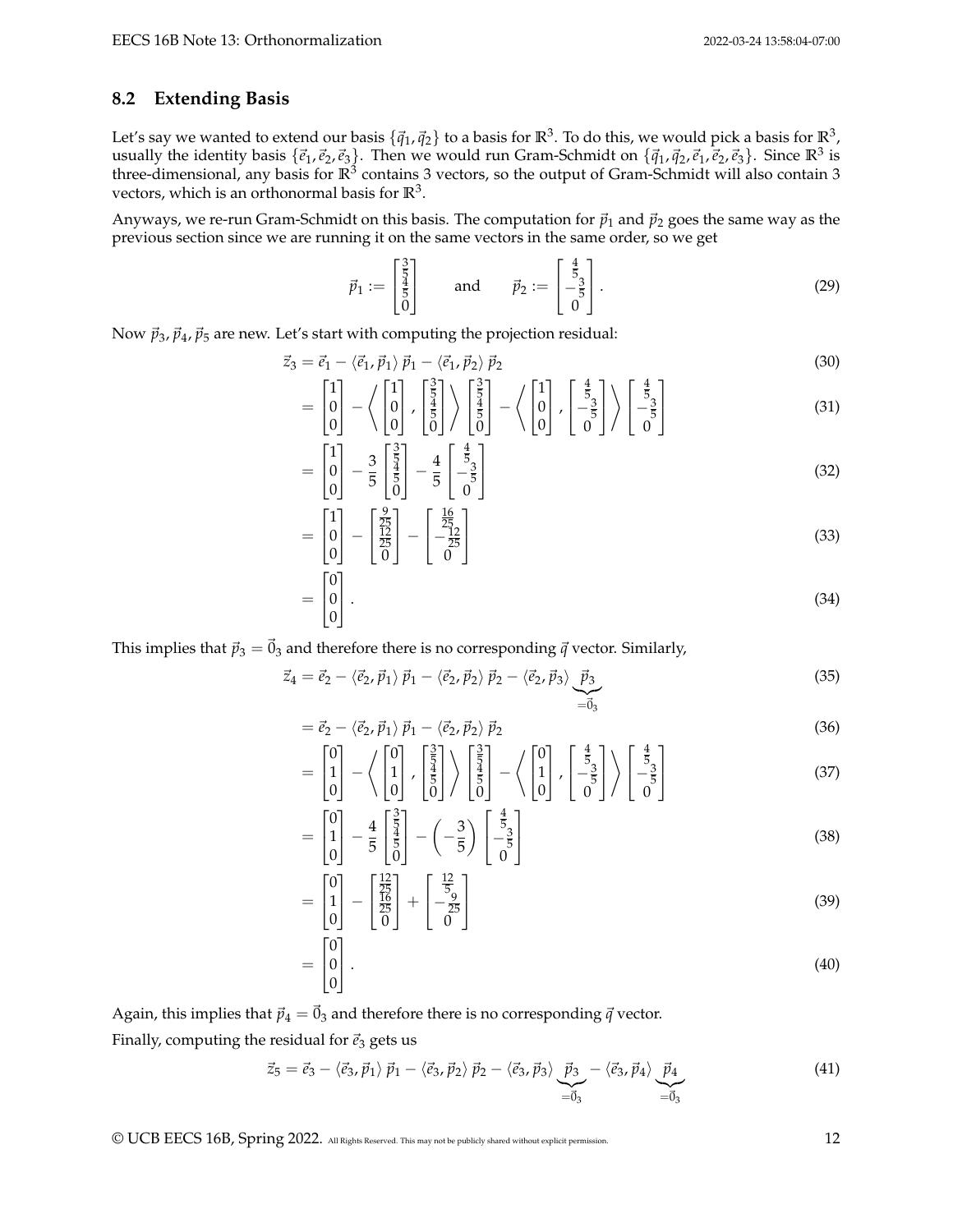## 8.2 Extending Basis

Let's say we wanted to extend our basis $\{\vec{q}_1, \vec{q}_2\}$ to a basis for $\mathbb{R}^3$. To do this, we would pick a basis for $\mathbb{R}^3$, usually the identity basis $\{\vec{e}_1, \vec{e}_2, \vec{e}_3\}$. Then we would run Gram-Schmidt on $\{\vec{q}_1, \vec{q}_2, \vec{e}_1, \vec{e}_2, \vec{e}_3\}$. Since $\mathbb{R}^3$ is three-dimensional, any basis for $\mathbb{R}^3$ contains 3 vectors, so the output of Gram-Schmidt will also contain 3 vectors, which is an orthonormal basis for $\mathbb{R}^3$.

Anyways, we re-run Gram-Schmidt on this basis. The computation for $\vec{p}_1$ and $\vec{p}_2$ goes the same way as the previous section since we are running it on the same vectors in the same order, so we get

$$\vec{p}_1 := \begin{bmatrix} \frac{3}{5} \\ \frac{4}{5} \\ 0 \end{bmatrix} \qquad \text{and} \qquad \vec{p}_2 := \begin{bmatrix} \frac{4}{5} \\ -\frac{3}{5} \\ 0 \end{bmatrix}. \tag{29}$$

Now $\vec{p}_3, \vec{p}_4, \vec{p}_5$ are new. Let's start with computing the projection residual:

$$\vec{z}_3 = \vec{e}_1 - \langle \vec{e}_1, \vec{p}_1 \rangle \vec{p}_1 - \langle \vec{e}_1, \vec{p}_2 \rangle \vec{p}_2 \tag{30}$$

$$= \begin{bmatrix} 1 \\ 0 \\ 0 \end{bmatrix} - \left\langle \begin{bmatrix} 1 \\ 0 \\ 0 \end{bmatrix}, \begin{bmatrix} \frac{3}{5} \\ \frac{4}{5} \\ 0 \end{bmatrix} \right\rangle \begin{bmatrix} \frac{3}{5} \\ \frac{4}{5} \\ 0 \end{bmatrix} - \left\langle \begin{bmatrix} 1 \\ 0 \\ 0 \end{bmatrix}, \begin{bmatrix} \frac{4}{5} \\ -\frac{3}{5} \\ 0 \end{bmatrix} \right\rangle \begin{bmatrix} \frac{4}{5} \\ -\frac{3}{5} \\ 0 \end{bmatrix} \tag{31}$$

$$= \begin{bmatrix} 1 \\ 0 \\ 0 \end{bmatrix} - \frac{3}{5} \begin{bmatrix} \frac{3}{5} \\ \frac{4}{5} \\ 0 \end{bmatrix} - \frac{4}{5} \begin{bmatrix} \frac{4}{5} \\ -\frac{3}{5} \\ 0 \end{bmatrix} \tag{32}$$

$$= \begin{bmatrix} 1 \\ 0 \\ 0 \end{bmatrix} - \begin{bmatrix} \frac{9}{25} \\ \frac{12}{25} \\ 0 \end{bmatrix} - \begin{bmatrix} \frac{16}{25} \\ -\frac{12}{25} \\ 0 \end{bmatrix} \tag{33}$$

$$= \begin{bmatrix} 0 \\ 0 \\ 0 \end{bmatrix}. \tag{34}$$

This implies that $\vec{p}_3 = \vec{0}_3$ and therefore there is no corresponding $\vec{q}$ vector. Similarly,

$$\vec{z}_4 = \vec{e}_2 - \langle \vec{e}_2, \vec{p}_1 \rangle \vec{p}_1 - \langle \vec{e}_2, \vec{p}_2 \rangle \vec{p}_2 - \langle \vec{e}_2, \vec{p}_3 \rangle \underbrace{\vec{p}_3}_{=\vec{0}_3} \tag{35}$$

$$= \vec{e}_2 - \langle \vec{e}_2, \vec{p}_1 \rangle \vec{p}_1 - \langle \vec{e}_2, \vec{p}_2 \rangle \vec{p}_2 \tag{36}$$

$$= \begin{bmatrix} 0 \\ 1 \\ 0 \end{bmatrix} - \left\langle \begin{bmatrix} 0 \\ 1 \\ 0 \end{bmatrix}, \begin{bmatrix} \frac{3}{5} \\ \frac{4}{5} \\ 0 \end{bmatrix} \right\rangle \begin{bmatrix} \frac{3}{5} \\ \frac{4}{5} \\ 0 \end{bmatrix} - \left\langle \begin{bmatrix} 0 \\ 1 \\ 0 \end{bmatrix}, \begin{bmatrix} \frac{4}{5} \\ -\frac{3}{5} \\ 0 \end{bmatrix} \right\rangle \begin{bmatrix} \frac{4}{5} \\ -\frac{3}{5} \\ 0 \end{bmatrix} \tag{37}$$

$$= \begin{bmatrix} 0 \\ 1 \\ 0 \end{bmatrix} - \frac{4}{5} \begin{bmatrix} \frac{3}{5} \\ \frac{4}{5} \\ 0 \end{bmatrix} - \left(-\frac{3}{5}\right) \begin{bmatrix} \frac{4}{5} \\ -\frac{3}{5} \\ 0 \end{bmatrix} \tag{38}$$

$$= \begin{bmatrix} 0 \\ 1 \\ 0 \end{bmatrix} - \begin{bmatrix} \frac{12}{25} \\ \frac{16}{25} \\ 0 \end{bmatrix} + \begin{bmatrix} \frac{12}{5} \\ -\frac{9}{25} \\ 0 \end{bmatrix} \tag{39}$$

$$= \begin{bmatrix} 0 \\ 0 \\ 0 \end{bmatrix}. \tag{40}$$

Again, this implies that $\vec{p}_4 = \vec{0}_3$ and therefore there is no corresponding $\vec{q}$ vector.

Finally, computing the residual for $\vec{e}_3$ gets us

$$\vec{z}_5 = \vec{e}_3 - \langle \vec{e}_3, \vec{p}_1 \rangle \vec{p}_1 - \langle \vec{e}_3, \vec{p}_2 \rangle \vec{p}_2 - \langle \vec{e}_3, \vec{p}_3 \rangle \underbrace{\vec{p}_3}_{=\vec{0}_3} - \langle \vec{e}_3, \vec{p}_4 \rangle \underbrace{\vec{p}_4}_{=\vec{0}_3} \tag{41}$$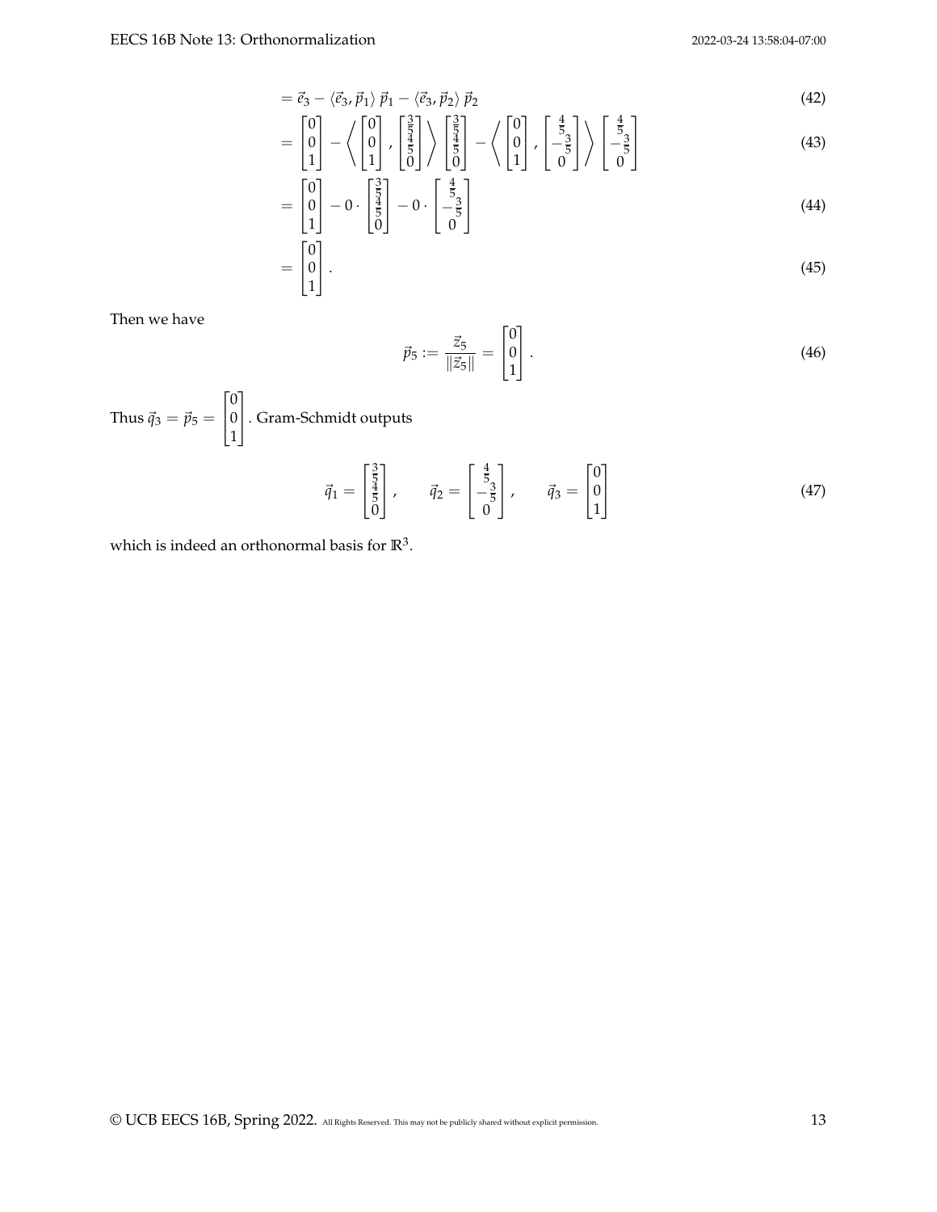$$= \vec{e}_3 - \langle \vec{e}_3, \vec{p}_1 \rangle \vec{p}_1 - \langle \vec{e}_3, \vec{p}_2 \rangle \vec{p}_2 \tag{42}$$

$$= \begin{bmatrix} 0 \\ 0 \\ 1 \end{bmatrix} - \left\langle \begin{bmatrix} 0 \\ 0 \\ 1 \end{bmatrix}, \begin{bmatrix} \frac{3}{5} \\ \frac{4}{5} \\ 0 \end{bmatrix} \right\rangle \begin{bmatrix} \frac{3}{5} \\ \frac{4}{5} \\ 0 \end{bmatrix} - \left\langle \begin{bmatrix} 0 \\ 0 \\ 1 \end{bmatrix}, \begin{bmatrix} \frac{4}{5} \\ -\frac{3}{5} \\ 0 \end{bmatrix} \right\rangle \begin{bmatrix} \frac{4}{5} \\ -\frac{3}{5} \\ 0 \end{bmatrix} \tag{43}$$

$$= \begin{bmatrix} 0 \\ 0 \\ 1 \end{bmatrix} - 0 \cdot \begin{bmatrix} \frac{3}{5} \\ \frac{4}{5} \\ 0 \end{bmatrix} - 0 \cdot \begin{bmatrix} \frac{4}{5} \\ -\frac{3}{5} \\ 0 \end{bmatrix} \tag{44}$$

$$= \begin{bmatrix} 0 \\ 0 \\ 1 \end{bmatrix}. \tag{45}$$

Then we have

$$\vec{p}_5 := \frac{\vec{z}_5}{\|\vec{z}_5\|} = \begin{bmatrix} 0 \\ 0 \\ 1 \end{bmatrix}. \tag{46}$$

Thus $\vec{q}_3 = \vec{p}_5 = \begin{bmatrix} 0 \\ 0 \\ 1 \end{bmatrix}$. Gram-Schmidt outputs

$$\vec{q}_1 = \begin{bmatrix} \frac{3}{5} \\ \frac{4}{5} \\ 0 \end{bmatrix}, \qquad \vec{q}_2 = \begin{bmatrix} \frac{4}{5} \\ -\frac{3}{5} \\ 0 \end{bmatrix}, \qquad \vec{q}_3 = \begin{bmatrix} 0 \\ 0 \\ 1 \end{bmatrix} \tag{47}$$

which is indeed an orthonormal basis for $\mathbb{R}^3$.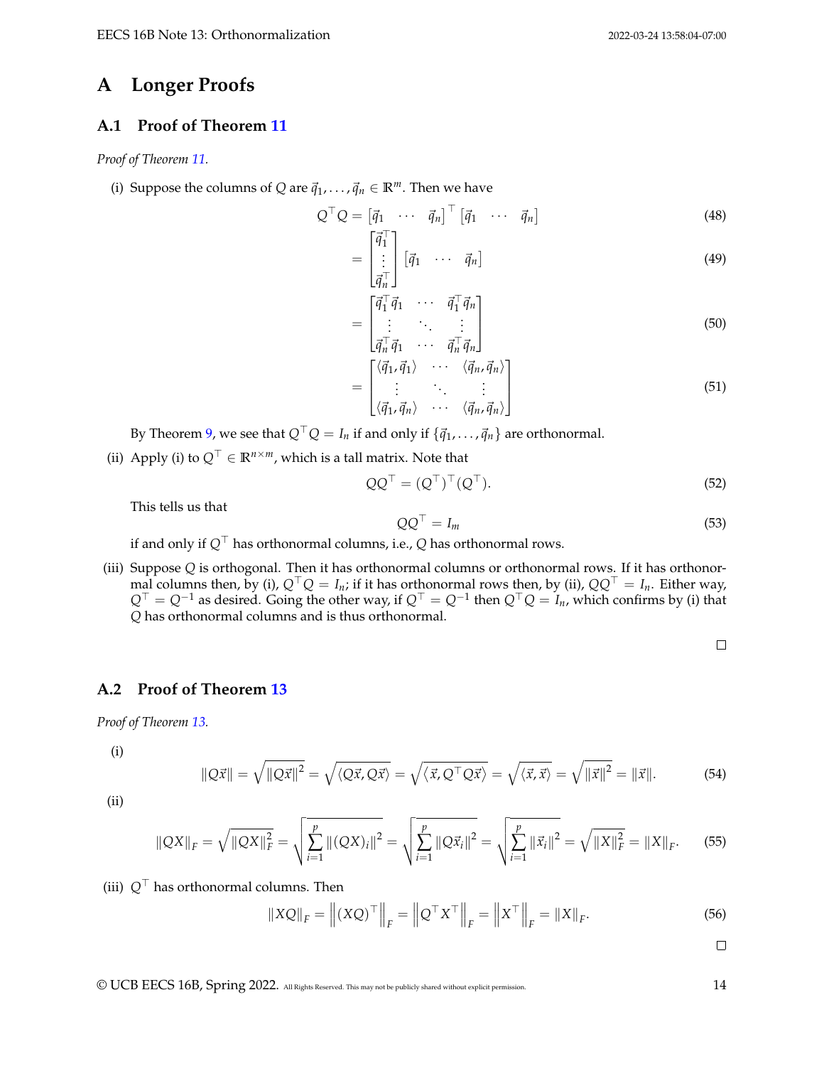# A Longer Proofs

## A.1 Proof of Theorem 11

*Proof of Theorem 11.*

(i) Suppose the columns of $Q$ are $\vec{q}_1, \ldots, \vec{q}_n \in \mathbb{R}^m$. Then we have

$$Q^\top Q = \begin{bmatrix} \vec{q}_1 & \cdots & \vec{q}_n \end{bmatrix}^\top \begin{bmatrix} \vec{q}_1 & \cdots & \vec{q}_n \end{bmatrix} \tag{48}$$

$$= \begin{bmatrix} \vec{q}_1^\top \\ \vdots \\ \vec{q}_n^\top \end{bmatrix} \begin{bmatrix} \vec{q}_1 & \cdots & \vec{q}_n \end{bmatrix} \tag{49}$$

$$= \begin{bmatrix} \vec{q}_1^\top \vec{q}_1 & \cdots & \vec{q}_1^\top \vec{q}_n \\ \vdots & \ddots & \vdots \\ \vec{q}_n^\top \vec{q}_1 & \cdots & \vec{q}_n^\top \vec{q}_n \end{bmatrix} \tag{50}$$

$$= \begin{bmatrix} \langle \vec{q}_1, \vec{q}_1 \rangle & \cdots & \langle \vec{q}_n, \vec{q}_n \rangle \\ \vdots & \ddots & \vdots \\ \langle \vec{q}_1, \vec{q}_n \rangle & \cdots & \langle \vec{q}_n, \vec{q}_n \rangle \end{bmatrix} \tag{51}$$

By Theorem 9, we see that $Q^\top Q = I_n$ if and only if $\{\vec{q}_1, \ldots, \vec{q}_n\}$ are orthonormal.

(ii) Apply (i) to $Q^\top \in \mathbb{R}^{n \times m}$, which is a tall matrix. Note that

$$QQ^\top = (Q^\top)^\top (Q^\top). \tag{52}$$

This tells us that

$$QQ^\top = I_m \tag{53}$$

if and only if $Q^\top$ has orthonormal columns, i.e., $Q$ has orthonormal rows.

(iii) Suppose $Q$ is orthogonal. Then it has orthonormal columns or orthonormal rows. If it has orthonormal columns then, by (i), $Q^\top Q = I_n$; if it has orthonormal rows then, by (ii), $QQ^\top = I_n$. Either way, $Q^\top = Q^{-1}$ as desired. Going the other way, if $Q^\top = Q^{-1}$ then $Q^\top Q = I_n$, which confirms by (i) that $Q$ has orthonormal columns and is thus orthonormal.

□

## A.2 Proof of Theorem 13

*Proof of Theorem 13.*

(i)

$$\|Q\vec{x}\| = \sqrt{\|Q\vec{x}\|^2} = \sqrt{\langle Q\vec{x}, Q\vec{x} \rangle} = \sqrt{\langle \vec{x}, Q^\top Q\vec{x} \rangle} = \sqrt{\langle \vec{x}, \vec{x} \rangle} = \sqrt{\|\vec{x}\|^2} = \|\vec{x}\|. \tag{54}$$

(ii)

$$\|QX\|_F = \sqrt{\|QX\|_F^2} = \sqrt{\sum_{i=1}^{p} \|(QX)_i\|^2} = \sqrt{\sum_{i=1}^{p} \|Q\vec{x}_i\|^2} = \sqrt{\sum_{i=1}^{p} \|\vec{x}_i\|^2} = \sqrt{\|X\|_F^2} = \|X\|_F. \tag{55}$$

(iii) $Q^\top$ has orthonormal columns. Then

$$\|XQ\|_F = \left\|(XQ)^\top\right\|_F = \left\|Q^\top X^\top\right\|_F = \left\|X^\top\right\|_F = \|X\|_F. \tag{56}$$

□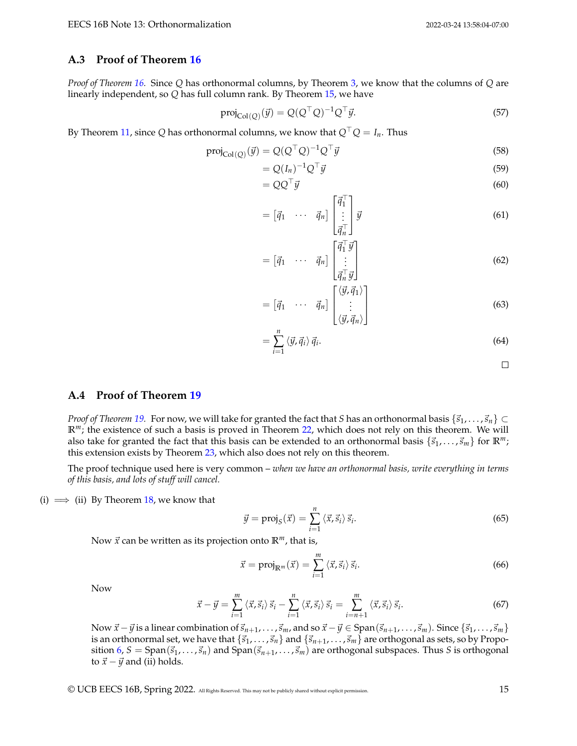### A.3 Proof of Theorem 16

*Proof of Theorem 16.* Since $Q$ has orthonormal columns, by Theorem 3, we know that the columns of $Q$ are linearly independent, so $Q$ has full column rank. By Theorem 15, we have

$$\text{proj}_{\text{Col}(Q)}(\vec{y}) = Q(Q^\top Q)^{-1}Q^\top \vec{y}. \tag{57}$$

By Theorem 11, since $Q$ has orthonormal columns, we know that $Q^\top Q = I_n$. Thus

$$\begin{aligned}
\text{proj}_{\text{Col}(Q)}(\vec{y}) &= Q(Q^\top Q)^{-1}Q^\top \vec{y} && (58)\\
&= Q(I_n)^{-1}Q^\top \vec{y} && (59)\\
&= QQ^\top \vec{y} && (60)\\
&= \begin{bmatrix} \vec{q}_1 & \cdots & \vec{q}_n \end{bmatrix} \begin{bmatrix} \vec{q}_1^\top \\ \vdots \\ \vec{q}_n^\top \end{bmatrix} \vec{y} && (61)\\
&= \begin{bmatrix} \vec{q}_1 & \cdots & \vec{q}_n \end{bmatrix} \begin{bmatrix} \vec{q}_1^\top \vec{y} \\ \vdots \\ \vec{q}_n^\top \vec{y} \end{bmatrix} && (62)\\
&= \begin{bmatrix} \vec{q}_1 & \cdots & \vec{q}_n \end{bmatrix} \begin{bmatrix} \langle \vec{y}, \vec{q}_1 \rangle \\ \vdots \\ \langle \vec{y}, \vec{q}_n \rangle \end{bmatrix} && (63)\\
&= \sum_{i=1}^{n} \langle \vec{y}, \vec{q}_i \rangle \, \vec{q}_i. && (64)
\end{aligned}$$

□

### A.4 Proof of Theorem 19

*Proof of Theorem 19.* For now, we will take for granted the fact that $S$ has an orthonormal basis $\{\vec{s}_1, \ldots, \vec{s}_n\} \subset \mathbb{R}^m$; the existence of such a basis is proved in Theorem 22, which does not rely on this theorem. We will also take for granted the fact that this basis can be extended to an orthonormal basis $\{\vec{s}_1, \ldots, \vec{s}_m\}$ for $\mathbb{R}^m$; this extension exists by Theorem 23, which also does not rely on this theorem.

The proof technique used here is very common – *when we have an orthonormal basis, write everything in terms of this basis, and lots of stuff will cancel.*

(i) $\implies$ (ii) By Theorem 18, we know that

$$\vec{y} = \text{proj}_S(\vec{x}) = \sum_{i=1}^{n} \langle \vec{x}, \vec{s}_i \rangle \, \vec{s}_i. \tag{65}$$

Now $\vec{x}$ can be written as its projection onto $\mathbb{R}^m$, that is,

$$\vec{x} = \text{proj}_{\mathbb{R}^m}(\vec{x}) = \sum_{i=1}^{m} \langle \vec{x}, \vec{s}_i \rangle \, \vec{s}_i. \tag{66}$$

Now

$$\vec{x} - \vec{y} = \sum_{i=1}^{m} \langle \vec{x}, \vec{s}_i \rangle \, \vec{s}_i - \sum_{i=1}^{n} \langle \vec{x}, \vec{s}_i \rangle \, \vec{s}_i = \sum_{i=n+1}^{m} \langle \vec{x}, \vec{s}_i \rangle \, \vec{s}_i. \tag{67}$$

Now $\vec{x} - \vec{y}$ is a linear combination of $\vec{s}_{n+1}, \ldots, \vec{s}_m$, and so $\vec{x} - \vec{y} \in \text{Span}(\vec{s}_{n+1}, \ldots, \vec{s}_m)$. Since $\{\vec{s}_1, \ldots, \vec{s}_m\}$ is an orthonormal set, we have that $\{\vec{s}_1, \ldots, \vec{s}_n\}$ and $\{\vec{s}_{n+1}, \ldots, \vec{s}_m\}$ are orthogonal as sets, so by Proposition 6, $S = \text{Span}(\vec{s}_1, \ldots, \vec{s}_n)$ and $\text{Span}(\vec{s}_{n+1}, \ldots, \vec{s}_m)$ are orthogonal subspaces. Thus $S$ is orthogonal to $\vec{x} - \vec{y}$ and (ii) holds.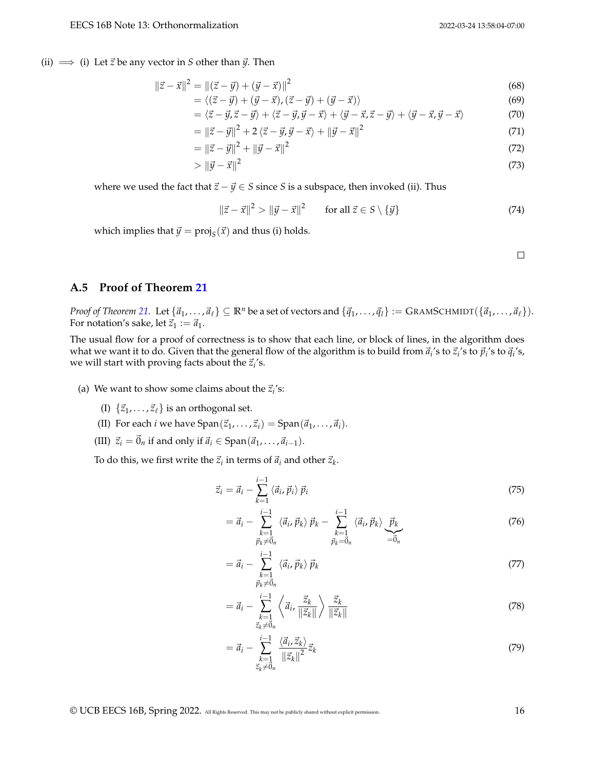(ii) $\implies$ (i) Let $\vec{z}$ be any vector in $S$ other than $\vec{y}$. Then

$$
\begin{aligned}
\|\vec{z}-\vec{x}\|^2 &= \|(\vec{z}-\vec{y})+(\vec{y}-\vec{x})\|^2 && (68)\\
&= \langle(\vec{z}-\vec{y})+(\vec{y}-\vec{x}),(\vec{z}-\vec{y})+(\vec{y}-\vec{x})\rangle && (69)\\
&= \langle\vec{z}-\vec{y},\vec{z}-\vec{y}\rangle+\langle\vec{z}-\vec{y},\vec{y}-\vec{x}\rangle+\langle\vec{y}-\vec{x},\vec{z}-\vec{y}\rangle+\langle\vec{y}-\vec{x},\vec{y}-\vec{x}\rangle && (70)\\
&= \|\vec{z}-\vec{y}\|^2+2\langle\vec{z}-\vec{y},\vec{y}-\vec{x}\rangle+\|\vec{y}-\vec{x}\|^2 && (71)\\
&= \|\vec{z}-\vec{y}\|^2+\|\vec{y}-\vec{x}\|^2 && (72)\\
&> \|\vec{y}-\vec{x}\|^2 && (73)
\end{aligned}
$$

where we used the fact that $\vec{z}-\vec{y}\in S$ since $S$ is a subspace, then invoked (ii). Thus

$$
\|\vec{z}-\vec{x}\|^2 > \|\vec{y}-\vec{x}\|^2 \qquad \text{for all } \vec{z}\in S\setminus\{\vec{y}\} \tag{74}
$$

which implies that $\vec{y}=\text{proj}_S(\vec{x})$ and thus (i) holds.

□

## A.5 Proof of Theorem 21

*Proof of Theorem 21.* Let $\{\vec{a}_1,\ldots,\vec{a}_\ell\}\subseteq\mathbb{R}^n$ be a set of vectors and $\{\vec{q}_1,\ldots,\vec{q}_l\}:=\text{GRAMSCHMIDT}(\{\vec{a}_1,\ldots,\vec{a}_\ell\})$. For notation's sake, let $\vec{z}_1:=\vec{a}_1$.

The usual flow for a proof of correctness is to show that each line, or block of lines, in the algorithm does what we want it to do. Given that the general flow of the algorithm is to build from $\vec{a}_i$'s to $\vec{z}_i$'s to $\vec{p}_i$'s to $\vec{q}_i$'s, we will start with proving facts about the $\vec{z}_i$'s.

(a) We want to show some claims about the $\vec{z}_i$'s:

(I) $\{\vec{z}_1,\ldots,\vec{z}_\ell\}$ is an orthogonal set.

(II) For each $i$ we have $\text{Span}(\vec{z}_1,\ldots,\vec{z}_i)=\text{Span}(\vec{a}_1,\ldots,\vec{a}_i)$.

(III) $\vec{z}_i=\vec{0}_n$ if and only if $\vec{a}_i\in\text{Span}(\vec{a}_1,\ldots,\vec{a}_{i-1})$.

To do this, we first write the $\vec{z}_i$ in terms of $\vec{a}_i$ and other $\vec{z}_k$.

$$
\begin{aligned}
\vec{z}_i &= \vec{a}_i-\sum_{k=1}^{i-1}\langle\vec{a}_i,\vec{p}_i\rangle\,\vec{p}_i && (75)\\
&= \vec{a}_i-\sum_{\substack{k=1\\ \vec{p}_k\neq\vec{0}_n}}^{i-1}\langle\vec{a}_i,\vec{p}_k\rangle\,\vec{p}_k-\sum_{\substack{k=1\\ \vec{p}_k=\vec{0}_n}}^{i-1}\langle\vec{a}_i,\vec{p}_k\rangle\underbrace{\vec{p}_k}_{=\vec{0}_n} && (76)\\
&= \vec{a}_i-\sum_{\substack{k=1\\ \vec{p}_k\neq\vec{0}_n}}^{i-1}\langle\vec{a}_i,\vec{p}_k\rangle\,\vec{p}_k && (77)\\
&= \vec{a}_i-\sum_{\substack{k=1\\ \vec{z}_k\neq\vec{0}_n}}^{i-1}\left\langle\vec{a}_i,\frac{\vec{z}_k}{\|\vec{z}_k\|}\right\rangle\frac{\vec{z}_k}{\|\vec{z}_k\|} && (78)\\
&= \vec{a}_i-\sum_{\substack{k=1\\ \vec{z}_k\neq\vec{0}_n}}^{i-1}\frac{\langle\vec{a}_i,\vec{z}_k\rangle}{\|\vec{z}_k\|^2}\vec{z}_k && (79)
\end{aligned}
$$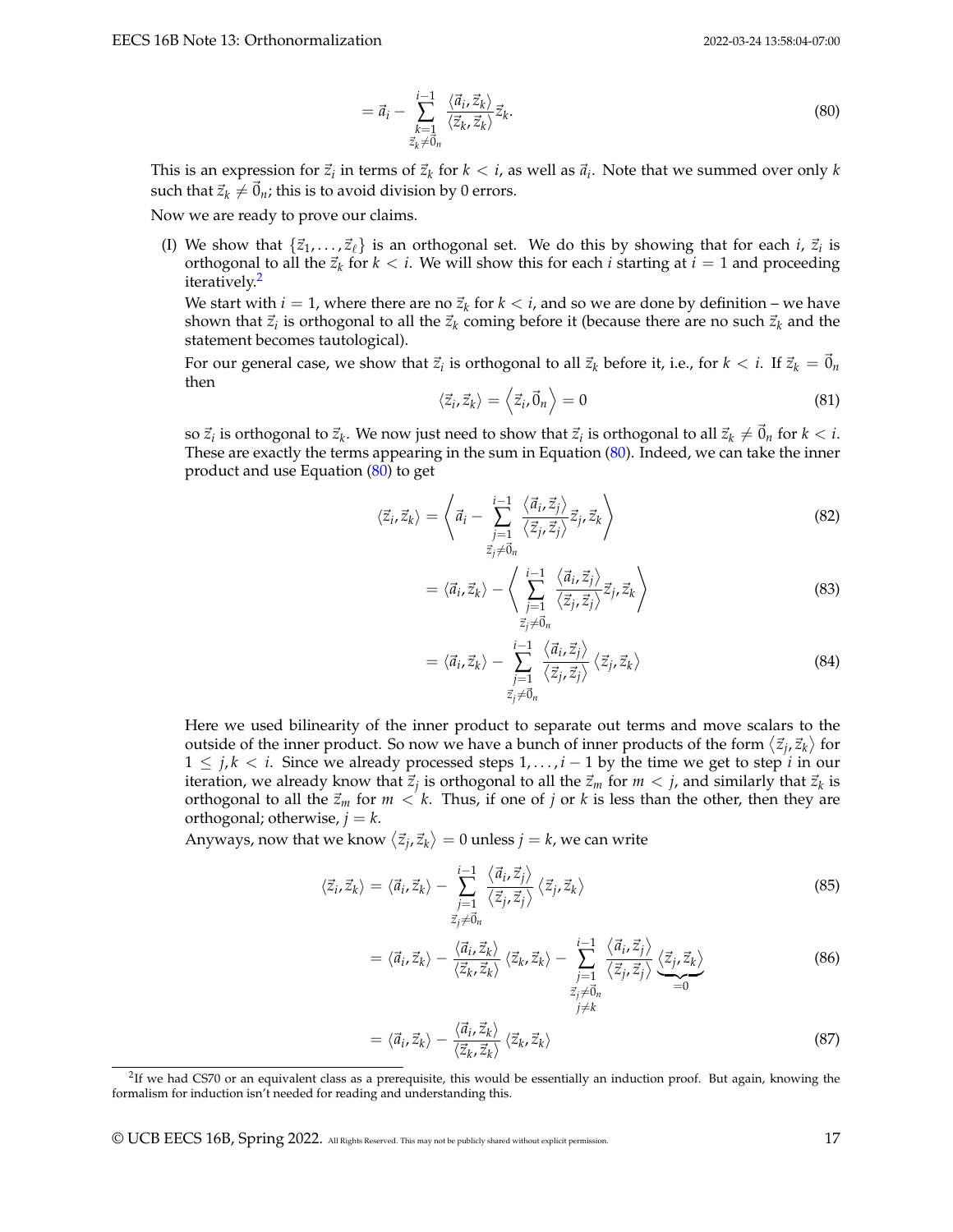$$= \vec{a}_i - \sum_{\substack{k=1 \\ \vec{z}_k \neq \vec{0}_n}}^{i-1} \frac{\langle \vec{a}_i, \vec{z}_k \rangle}{\langle \vec{z}_k, \vec{z}_k \rangle} \vec{z}_k. \tag{80}$$

This is an expression for $\vec{z}_i$ in terms of $\vec{z}_k$ for $k < i$, as well as $\vec{a}_i$. Note that we summed over only $k$ such that $\vec{z}_k \neq \vec{0}_n$; this is to avoid division by 0 errors.

Now we are ready to prove our claims.

(I) We show that $\{\vec{z}_1, \ldots, \vec{z}_\ell\}$ is an orthogonal set. We do this by showing that for each $i$, $\vec{z}_i$ is orthogonal to all the $\vec{z}_k$ for $k < i$. We will show this for each $i$ starting at $i = 1$ and proceeding iteratively.[2]

We start with $i = 1$, where there are no $\vec{z}_k$ for $k < i$, and so we are done by definition – we have shown that $\vec{z}_i$ is orthogonal to all the $\vec{z}_k$ coming before it (because there are no such $\vec{z}_k$ and the statement becomes tautological).

For our general case, we show that $\vec{z}_i$ is orthogonal to all $\vec{z}_k$ before it, i.e., for $k < i$. If $\vec{z}_k = \vec{0}_n$ then

$$\langle \vec{z}_i, \vec{z}_k \rangle = \left\langle \vec{z}_i, \vec{0}_n \right\rangle = 0 \tag{81}$$

so $\vec{z}_i$ is orthogonal to $\vec{z}_k$. We now just need to show that $\vec{z}_i$ is orthogonal to all $\vec{z}_k \neq \vec{0}_n$ for $k < i$. These are exactly the terms appearing in the sum in Equation (80). Indeed, we can take the inner product and use Equation (80) to get

$$\langle \vec{z}_i, \vec{z}_k \rangle = \left\langle \vec{a}_i - \sum_{\substack{j=1 \\ \vec{z}_j \neq \vec{0}_n}}^{i-1} \frac{\langle \vec{a}_i, \vec{z}_j \rangle}{\langle \vec{z}_j, \vec{z}_j \rangle} \vec{z}_j, \vec{z}_k \right\rangle \tag{82}$$

$$= \langle \vec{a}_i, \vec{z}_k \rangle - \left\langle \sum_{\substack{j=1 \\ \vec{z}_j \neq \vec{0}_n}}^{i-1} \frac{\langle \vec{a}_i, \vec{z}_j \rangle}{\langle \vec{z}_j, \vec{z}_j \rangle} \vec{z}_j, \vec{z}_k \right\rangle \tag{83}$$

$$= \langle \vec{a}_i, \vec{z}_k \rangle - \sum_{\substack{j=1 \\ \vec{z}_j \neq \vec{0}_n}}^{i-1} \frac{\langle \vec{a}_i, \vec{z}_j \rangle}{\langle \vec{z}_j, \vec{z}_j \rangle} \langle \vec{z}_j, \vec{z}_k \rangle \tag{84}$$

Here we used bilinearity of the inner product to separate out terms and move scalars to the outside of the inner product. So now we have a bunch of inner products of the form $\langle \vec{z}_j, \vec{z}_k \rangle$ for $1 \leq j, k < i$. Since we already processed steps $1, \ldots, i-1$ by the time we get to step $i$ in our iteration, we already know that $\vec{z}_j$ is orthogonal to all the $\vec{z}_m$ for $m < j$, and similarly that $\vec{z}_k$ is orthogonal to all the $\vec{z}_m$ for $m < k$. Thus, if one of $j$ or $k$ is less than the other, then they are orthogonal; otherwise, $j = k$.

Anyways, now that we know $\langle \vec{z}_j, \vec{z}_k \rangle = 0$ unless $j = k$, we can write

$$\langle \vec{z}_i, \vec{z}_k \rangle = \langle \vec{a}_i, \vec{z}_k \rangle - \sum_{\substack{j=1 \\ \vec{z}_j \neq \vec{0}_n}}^{i-1} \frac{\langle \vec{a}_i, \vec{z}_j \rangle}{\langle \vec{z}_j, \vec{z}_j \rangle} \langle \vec{z}_j, \vec{z}_k \rangle \tag{85}$$

$$= \langle \vec{a}_i, \vec{z}_k \rangle - \frac{\langle \vec{a}_i, \vec{z}_k \rangle}{\langle \vec{z}_k, \vec{z}_k \rangle} \langle \vec{z}_k, \vec{z}_k \rangle - \sum_{\substack{j=1 \\ \vec{z}_j \neq \vec{0}_n \\ j \neq k}}^{i-1} \frac{\langle \vec{a}_i, \vec{z}_j \rangle}{\langle \vec{z}_j, \vec{z}_j \rangle} \underbrace{\langle \vec{z}_j, \vec{z}_k \rangle}_{=0} \tag{86}$$

$$= \langle \vec{a}_i, \vec{z}_k \rangle - \frac{\langle \vec{a}_i, \vec{z}_k \rangle}{\langle \vec{z}_k, \vec{z}_k \rangle} \langle \vec{z}_k, \vec{z}_k \rangle \tag{87}$$

[2] If we had CS70 or an equivalent class as a prerequisite, this would be essentially an induction proof. But again, knowing the formalism for induction isn't needed for reading and understanding this.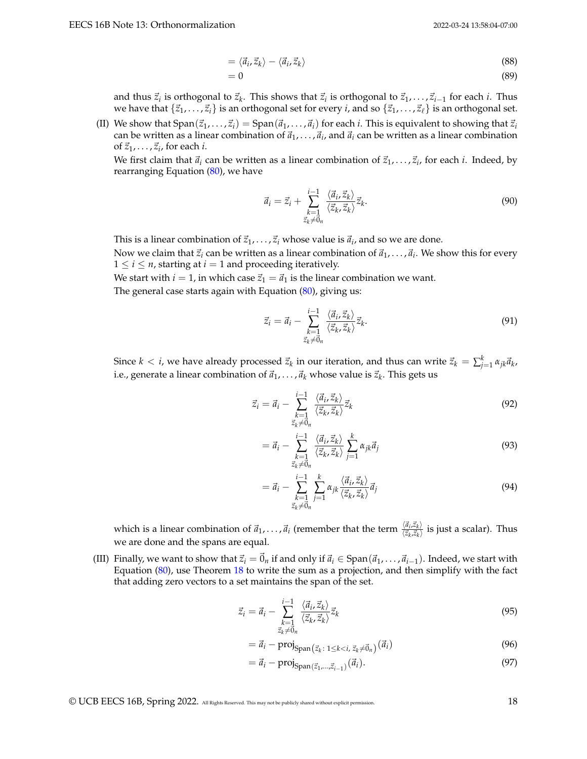$$
\begin{aligned}
&= \langle \vec{a}_i, \vec{z}_k \rangle - \langle \vec{a}_i, \vec{z}_k \rangle && (88) \\
&= 0 && (89)
\end{aligned}
$$

and thus $\vec{z}_i$ is orthogonal to $\vec{z}_k$. This shows that $\vec{z}_i$ is orthogonal to $\vec{z}_1, \dots, \vec{z}_{i-1}$ for each $i$. Thus we have that $\{\vec{z}_1, \dots, \vec{z}_i\}$ is an orthogonal set for every $i$, and so $\{\vec{z}_1, \dots, \vec{z}_\ell\}$ is an orthogonal set.

(II) We show that $\text{Span}(\vec{z}_1, \dots, \vec{z}_i) = \text{Span}(\vec{a}_1, \dots, \vec{a}_i)$ for each $i$. This is equivalent to showing that $\vec{z}_i$ can be written as a linear combination of $\vec{a}_1, \dots, \vec{a}_i$, and $\vec{a}_i$ can be written as a linear combination of $\vec{z}_1, \dots, \vec{z}_i$, for each $i$.

We first claim that $\vec{a}_i$ can be written as a linear combination of $\vec{z}_1, \dots, \vec{z}_i$, for each $i$. Indeed, by rearranging Equation (80), we have

$$
\vec{a}_i = \vec{z}_i + \sum_{\substack{k=1 \\ \vec{z}_k \neq \vec{0}_n}}^{i-1} \frac{\langle \vec{a}_i, \vec{z}_k \rangle}{\langle \vec{z}_k, \vec{z}_k \rangle} \vec{z}_k. \tag{90}
$$

This is a linear combination of $\vec{z}_1, \dots, \vec{z}_i$ whose value is $\vec{a}_i$, and so we are done.

Now we claim that $\vec{z}_i$ can be written as a linear combination of $\vec{a}_1, \dots, \vec{a}_i$. We show this for every $1 \leq i \leq n$, starting at $i = 1$ and proceeding iteratively.

We start with $i = 1$, in which case $\vec{z}_1 = \vec{a}_1$ is the linear combination we want.

The general case starts again with Equation (80), giving us:

$$
\vec{z}_i = \vec{a}_i - \sum_{\substack{k=1 \\ \vec{z}_k \neq \vec{0}_n}}^{i-1} \frac{\langle \vec{a}_i, \vec{z}_k \rangle}{\langle \vec{z}_k, \vec{z}_k \rangle} \vec{z}_k. \tag{91}
$$

Since $k < i$, we have already processed $\vec{z}_k$ in our iteration, and thus can write $\vec{z}_k = \sum_{j=1}^{k} \alpha_{jk} \vec{a}_k$, i.e., generate a linear combination of $\vec{a}_1, \dots, \vec{a}_k$ whose value is $\vec{z}_k$. This gets us

$$
\begin{aligned}
\vec{z}_i &= \vec{a}_i - \sum_{\substack{k=1 \\ \vec{z}_k \neq \vec{0}_n}}^{i-1} \frac{\langle \vec{a}_i, \vec{z}_k \rangle}{\langle \vec{z}_k, \vec{z}_k \rangle} \vec{z}_k && (92) \\
&= \vec{a}_i - \sum_{\substack{k=1 \\ \vec{z}_k \neq \vec{0}_n}}^{i-1} \frac{\langle \vec{a}_i, \vec{z}_k \rangle}{\langle \vec{z}_k, \vec{z}_k \rangle} \sum_{j=1}^{k} \alpha_{jk} \vec{a}_j && (93) \\
&= \vec{a}_i - \sum_{\substack{k=1 \\ \vec{z}_k \neq \vec{0}_n}}^{i-1} \sum_{j=1}^{k} \alpha_{jk} \frac{\langle \vec{a}_i, \vec{z}_k \rangle}{\langle \vec{z}_k, \vec{z}_k \rangle} \vec{a}_j && (94)
\end{aligned}
$$

which is a linear combination of $\vec{a}_1, \dots, \vec{a}_i$ (remember that the term $\frac{\langle \vec{a}_i, \vec{z}_k \rangle}{\langle \vec{z}_k, \vec{z}_k \rangle}$ is just a scalar). Thus we are done and the spans are equal.

(III) Finally, we want to show that $\vec{z}_i = \vec{0}_n$ if and only if $\vec{a}_i \in \text{Span}(\vec{a}_1, \dots, \vec{a}_{i-1})$. Indeed, we start with Equation (80), use Theorem 18 to write the sum as a projection, and then simplify with the fact that adding zero vectors to a set maintains the span of the set.

$$
\begin{aligned}
\vec{z}_i &= \vec{a}_i - \sum_{\substack{k=1 \\ \vec{z}_k \neq \vec{0}_n}}^{i-1} \frac{\langle \vec{a}_i, \vec{z}_k \rangle}{\langle \vec{z}_k, \vec{z}_k \rangle} \vec{z}_k && (95) \\
&= \vec{a}_i - \text{proj}_{\text{Span}\left(\vec{z}_k \colon 1 \leq k < i,\, \vec{z}_k \neq \vec{0}_n\right)}(\vec{a}_i) && (96) \\
&= \vec{a}_i - \text{proj}_{\text{Span}(\vec{z}_1, \dots, \vec{z}_{i-1})}(\vec{a}_i). && (97)
\end{aligned}
$$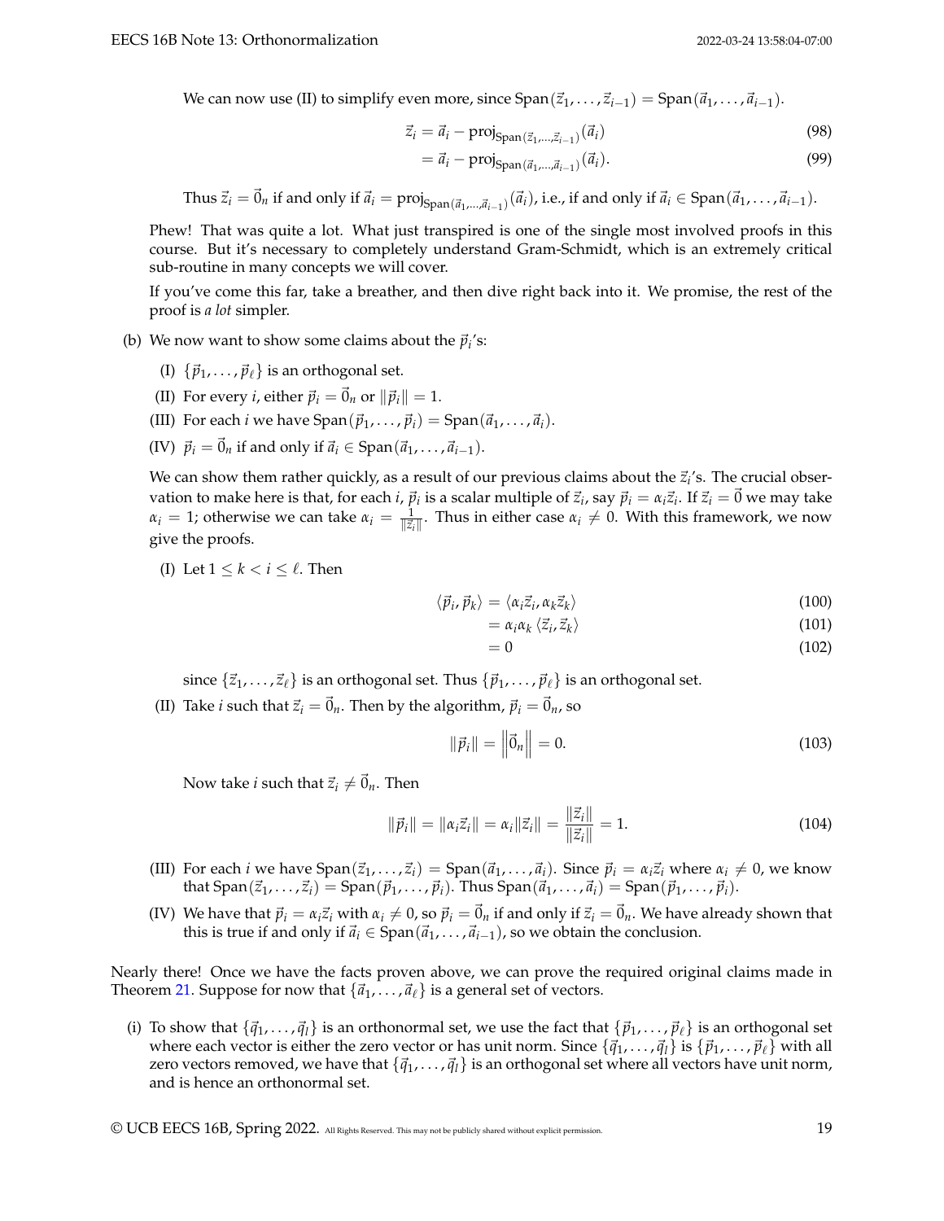We can now use (II) to simplify even more, since $\operatorname{Span}(\vec{z}_1, \ldots, \vec{z}_{i-1}) = \operatorname{Span}(\vec{a}_1, \ldots, \vec{a}_{i-1})$.

$$\vec{z}_i = \vec{a}_i - \operatorname{proj}_{\operatorname{Span}(\vec{z}_1, \ldots, \vec{z}_{i-1})}(\vec{a}_i) \tag{98}$$

$$= \vec{a}_i - \operatorname{proj}_{\operatorname{Span}(\vec{a}_1, \ldots, \vec{a}_{i-1})}(\vec{a}_i). \tag{99}$$

Thus $\vec{z}_i = \vec{0}_n$ if and only if $\vec{a}_i = \operatorname{proj}_{\operatorname{Span}(\vec{a}_1, \ldots, \vec{a}_{i-1})}(\vec{a}_i)$, i.e., if and only if $\vec{a}_i \in \operatorname{Span}(\vec{a}_1, \ldots, \vec{a}_{i-1})$.

Phew! That was quite a lot. What just transpired is one of the single most involved proofs in this course. But it's necessary to completely understand Gram-Schmidt, which is an extremely critical sub-routine in many concepts we will cover.

If you've come this far, take a breather, and then dive right back into it. We promise, the rest of the proof is *a lot* simpler.

(b) We now want to show some claims about the $\vec{p}_i$'s:

(I) $\{\vec{p}_1, \ldots, \vec{p}_\ell\}$ is an orthogonal set.

(II) For every $i$, either $\vec{p}_i = \vec{0}_n$ or $\|\vec{p}_i\| = 1$.

(III) For each $i$ we have $\operatorname{Span}(\vec{p}_1, \ldots, \vec{p}_i) = \operatorname{Span}(\vec{a}_1, \ldots, \vec{a}_i)$.

(IV) $\vec{p}_i = \vec{0}_n$ if and only if $\vec{a}_i \in \operatorname{Span}(\vec{a}_1, \ldots, \vec{a}_{i-1})$.

We can show them rather quickly, as a result of our previous claims about the $\vec{z}_i$'s. The crucial observation to make here is that, for each $i$, $\vec{p}_i$ is a scalar multiple of $\vec{z}_i$, say $\vec{p}_i = \alpha_i \vec{z}_i$. If $\vec{z}_i = \vec{0}$ we may take $\alpha_i = 1$; otherwise we can take $\alpha_i = \frac{1}{\|\vec{z}_i\|}$. Thus in either case $\alpha_i \neq 0$. With this framework, we now give the proofs.

(I) Let $1 \leq k < i \leq \ell$. Then

$$\langle \vec{p}_i, \vec{p}_k \rangle = \langle \alpha_i \vec{z}_i, \alpha_k \vec{z}_k \rangle \tag{100}$$

$$= \alpha_i \alpha_k \langle \vec{z}_i, \vec{z}_k \rangle \tag{101}$$

$$= 0 \tag{102}$$

since $\{\vec{z}_1, \ldots, \vec{z}_\ell\}$ is an orthogonal set. Thus $\{\vec{p}_1, \ldots, \vec{p}_\ell\}$ is an orthogonal set.

(II) Take $i$ such that $\vec{z}_i = \vec{0}_n$. Then by the algorithm, $\vec{p}_i = \vec{0}_n$, so

$$\|\vec{p}_i\| = \left\|\vec{0}_n\right\| = 0. \tag{103}$$

Now take $i$ such that $\vec{z}_i \neq \vec{0}_n$. Then

$$\|\vec{p}_i\| = \|\alpha_i \vec{z}_i\| = \alpha_i \|\vec{z}_i\| = \frac{\|\vec{z}_i\|}{\|\vec{z}_i\|} = 1. \tag{104}$$

(III) For each $i$ we have $\operatorname{Span}(\vec{z}_1, \ldots, \vec{z}_i) = \operatorname{Span}(\vec{a}_1, \ldots, \vec{a}_i)$. Since $\vec{p}_i = \alpha_i \vec{z}_i$ where $\alpha_i \neq 0$, we know that $\operatorname{Span}(\vec{z}_1, \ldots, \vec{z}_i) = \operatorname{Span}(\vec{p}_1, \ldots, \vec{p}_i)$. Thus $\operatorname{Span}(\vec{a}_1, \ldots, \vec{a}_i) = \operatorname{Span}(\vec{p}_1, \ldots, \vec{p}_i)$.

(IV) We have that $\vec{p}_i = \alpha_i \vec{z}_i$ with $\alpha_i \neq 0$, so $\vec{p}_i = \vec{0}_n$ if and only if $\vec{z}_i = \vec{0}_n$. We have already shown that this is true if and only if $\vec{a}_i \in \operatorname{Span}(\vec{a}_1, \ldots, \vec{a}_{i-1})$, so we obtain the conclusion.

Nearly there! Once we have the facts proven above, we can prove the required original claims made in Theorem 21. Suppose for now that $\{\vec{a}_1, \ldots, \vec{a}_\ell\}$ is a general set of vectors.

(i) To show that $\{\vec{q}_1, \ldots, \vec{q}_l\}$ is an orthonormal set, we use the fact that $\{\vec{p}_1, \ldots, \vec{p}_\ell\}$ is an orthogonal set where each vector is either the zero vector or has unit norm. Since $\{\vec{q}_1, \ldots, \vec{q}_l\}$ is $\{\vec{p}_1, \ldots, \vec{p}_\ell\}$ with all zero vectors removed, we have that $\{\vec{q}_1, \ldots, \vec{q}_l\}$ is an orthogonal set where all vectors have unit norm, and is hence an orthonormal set.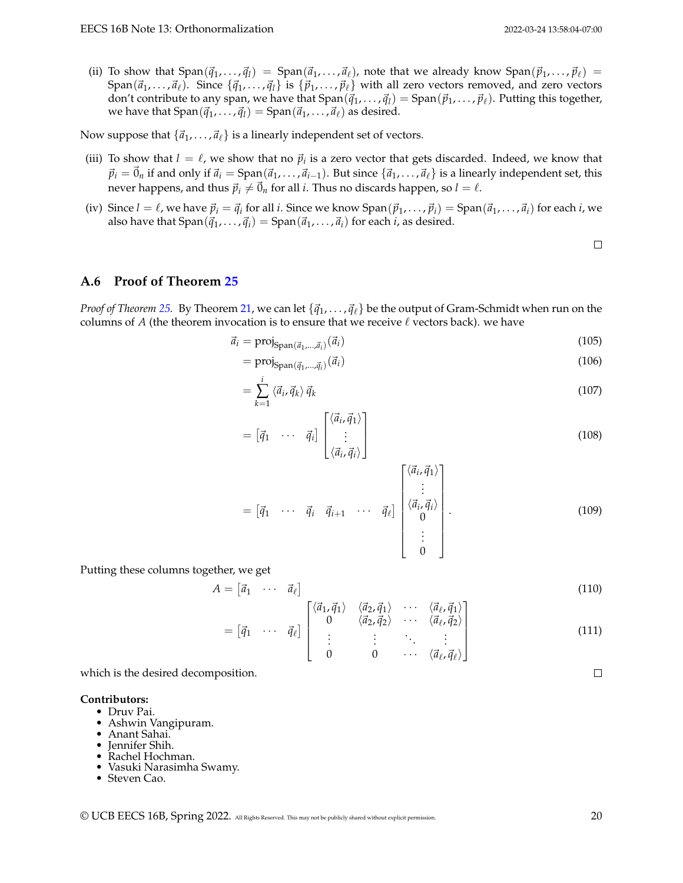(ii) To show that $\text{Span}(\vec{q}_1, \ldots, \vec{q}_l) = \text{Span}(\vec{a}_1, \ldots, \vec{a}_\ell)$, note that we already know $\text{Span}(\vec{p}_1, \ldots, \vec{p}_\ell) = \text{Span}(\vec{a}_1, \ldots, \vec{a}_\ell)$. Since $\{\vec{q}_1, \ldots, \vec{q}_l\}$ is $\{\vec{p}_1, \ldots, \vec{p}_\ell\}$ with all zero vectors removed, and zero vectors don't contribute to any span, we have that $\text{Span}(\vec{q}_1, \ldots, \vec{q}_l) = \text{Span}(\vec{p}_1, \ldots, \vec{p}_\ell)$. Putting this together, we have that $\text{Span}(\vec{q}_1, \ldots, \vec{q}_l) = \text{Span}(\vec{a}_1, \ldots, \vec{a}_\ell)$ as desired.

Now suppose that $\{\vec{a}_1, \ldots, \vec{a}_\ell\}$ is a linearly independent set of vectors.

(iii) To show that $l = \ell$, we show that no $\vec{p}_i$ is a zero vector that gets discarded. Indeed, we know that $\vec{p}_i = \vec{0}_n$ if and only if $\vec{a}_i = \text{Span}(\vec{a}_1, \ldots, \vec{a}_{i-1})$. But since $\{\vec{a}_1, \ldots, \vec{a}_\ell\}$ is a linearly independent set, this never happens, and thus $\vec{p}_i \neq \vec{0}_n$ for all $i$. Thus no discards happen, so $l = \ell$.

(iv) Since $l = \ell$, we have $\vec{p}_i = \vec{q}_i$ for all $i$. Since we know $\text{Span}(\vec{p}_1, \ldots, \vec{p}_i) = \text{Span}(\vec{a}_1, \ldots, \vec{a}_i)$ for each $i$, we also have that $\text{Span}(\vec{q}_1, \ldots, \vec{q}_i) = \text{Span}(\vec{a}_1, \ldots, \vec{a}_i)$ for each $i$, as desired.

□

## A.6 Proof of Theorem 25

*Proof of Theorem 25.* By Theorem 21, we can let $\{\vec{q}_1, \ldots, \vec{q}_\ell\}$ be the output of Gram-Schmidt when run on the columns of $A$ (the theorem invocation is to ensure that we receive $\ell$ vectors back). we have

$$\vec{a}_i = \text{proj}_{\text{Span}(\vec{a}_1,\ldots,\vec{a}_i)}(\vec{a}_i) \tag{105}$$

$$= \text{proj}_{\text{Span}(\vec{q}_1,\ldots,\vec{q}_i)}(\vec{a}_i) \tag{106}$$

$$= \sum_{k=1}^{i} \langle \vec{a}_i, \vec{q}_k \rangle \vec{q}_k \tag{107}$$

$$= \begin{bmatrix} \vec{q}_1 & \cdots & \vec{q}_i \end{bmatrix} \begin{bmatrix} \langle \vec{a}_i, \vec{q}_1 \rangle \\ \vdots \\ \langle \vec{a}_i, \vec{q}_i \rangle \end{bmatrix} \tag{108}$$

$$= \begin{bmatrix} \vec{q}_1 & \cdots & \vec{q}_i & \vec{q}_{i+1} & \cdots & \vec{q}_\ell \end{bmatrix} \begin{bmatrix} \langle \vec{a}_i, \vec{q}_1 \rangle \\ \vdots \\ \langle \vec{a}_i, \vec{q}_i \rangle \\ 0 \\ \vdots \\ 0 \end{bmatrix}. \tag{109}$$

Putting these columns together, we get

$$A = \begin{bmatrix} \vec{a}_1 & \cdots & \vec{a}_\ell \end{bmatrix} \tag{110}$$

$$= \begin{bmatrix} \vec{q}_1 & \cdots & \vec{q}_\ell \end{bmatrix} \begin{bmatrix} \langle \vec{a}_1, \vec{q}_1 \rangle & \langle \vec{a}_2, \vec{q}_1 \rangle & \cdots & \langle \vec{a}_\ell, \vec{q}_1 \rangle \\ 0 & \langle \vec{a}_2, \vec{q}_2 \rangle & \cdots & \langle \vec{a}_\ell, \vec{q}_2 \rangle \\ \vdots & \vdots & \ddots & \vdots \\ 0 & 0 & \cdots & \langle \vec{a}_\ell, \vec{q}_\ell \rangle \end{bmatrix} \tag{111}$$

which is the desired decomposition.

□

**Contributors:**

- Druv Pai.
- Ashwin Vangipuram.
- Anant Sahai.
- Jennifer Shih.
- Rachel Hochman.
- Vasuki Narasimha Swamy.
- Steven Cao.